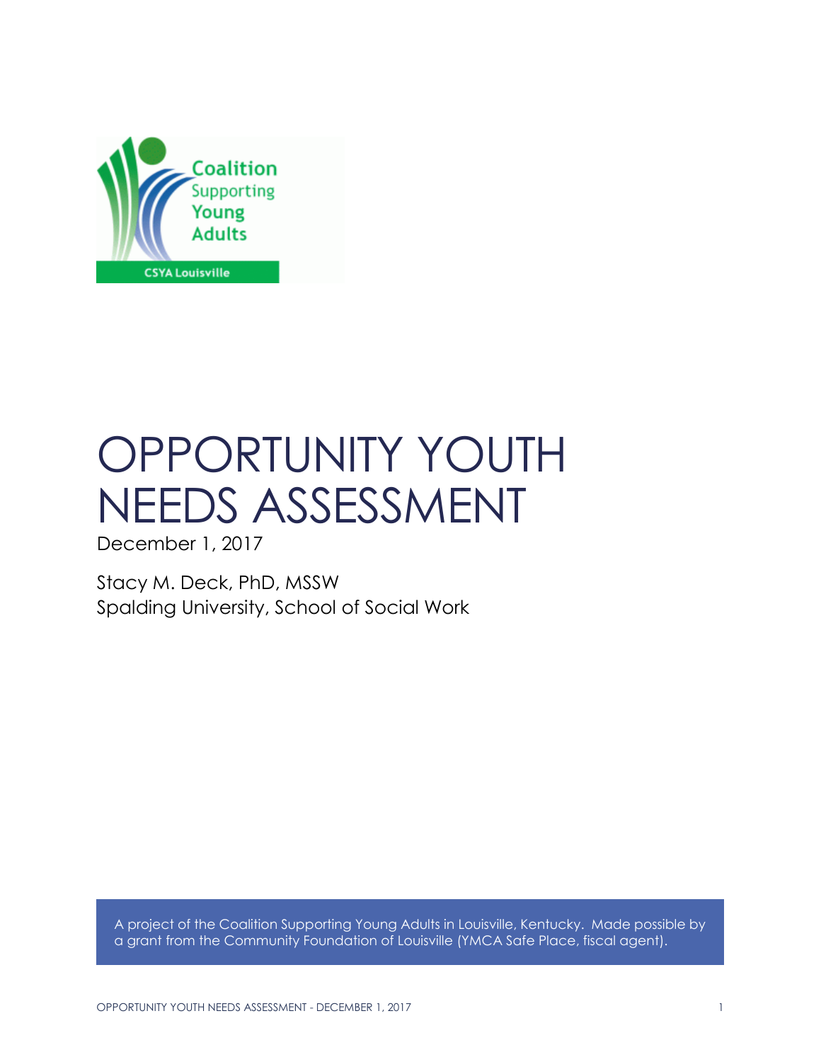Coalition Supporting Young Adults

CSYA Louisville

# OPPORTUNITY YOUTH NEEDS ASSESSMENT

December 1, 2017

Stacy M. Deck, PhD, MSSW
Spalding University, School of Social Work

A project of the Coalition Supporting Young Adults in Louisville, Kentucky. Made possible by a grant from the Community Foundation of Louisville (YMCA Safe Place, fiscal agent).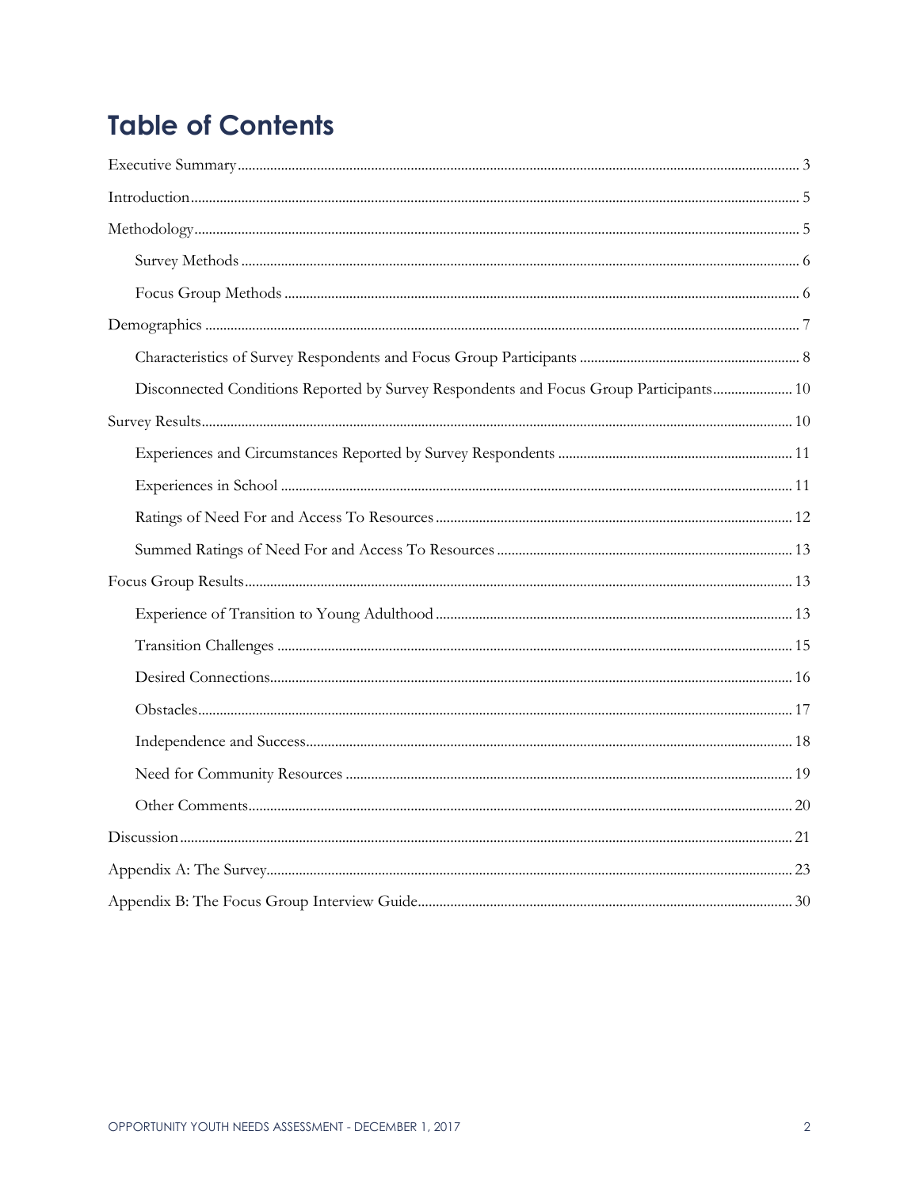# Table of Contents

Executive Summary ........ 3

Introduction ........ 5

Methodology ........ 5

- Survey Methods ........ 6
- Focus Group Methods ........ 6

Demographics ........ 7

- Characteristics of Survey Respondents and Focus Group Participants ........ 8
- Disconnected Conditions Reported by Survey Respondents and Focus Group Participants ........ 10

Survey Results ........ 10

- Experiences and Circumstances Reported by Survey Respondents ........ 11
- Experiences in School ........ 11
- Ratings of Need For and Access To Resources ........ 12
- Summed Ratings of Need For and Access To Resources ........ 13

Focus Group Results ........ 13

- Experience of Transition to Young Adulthood ........ 13
- Transition Challenges ........ 15
- Desired Connections ........ 16
- Obstacles ........ 17
- Independence and Success ........ 18
- Need for Community Resources ........ 19
- Other Comments ........ 20

Discussion ........ 21

Appendix A: The Survey ........ 23

Appendix B: The Focus Group Interview Guide ........ 30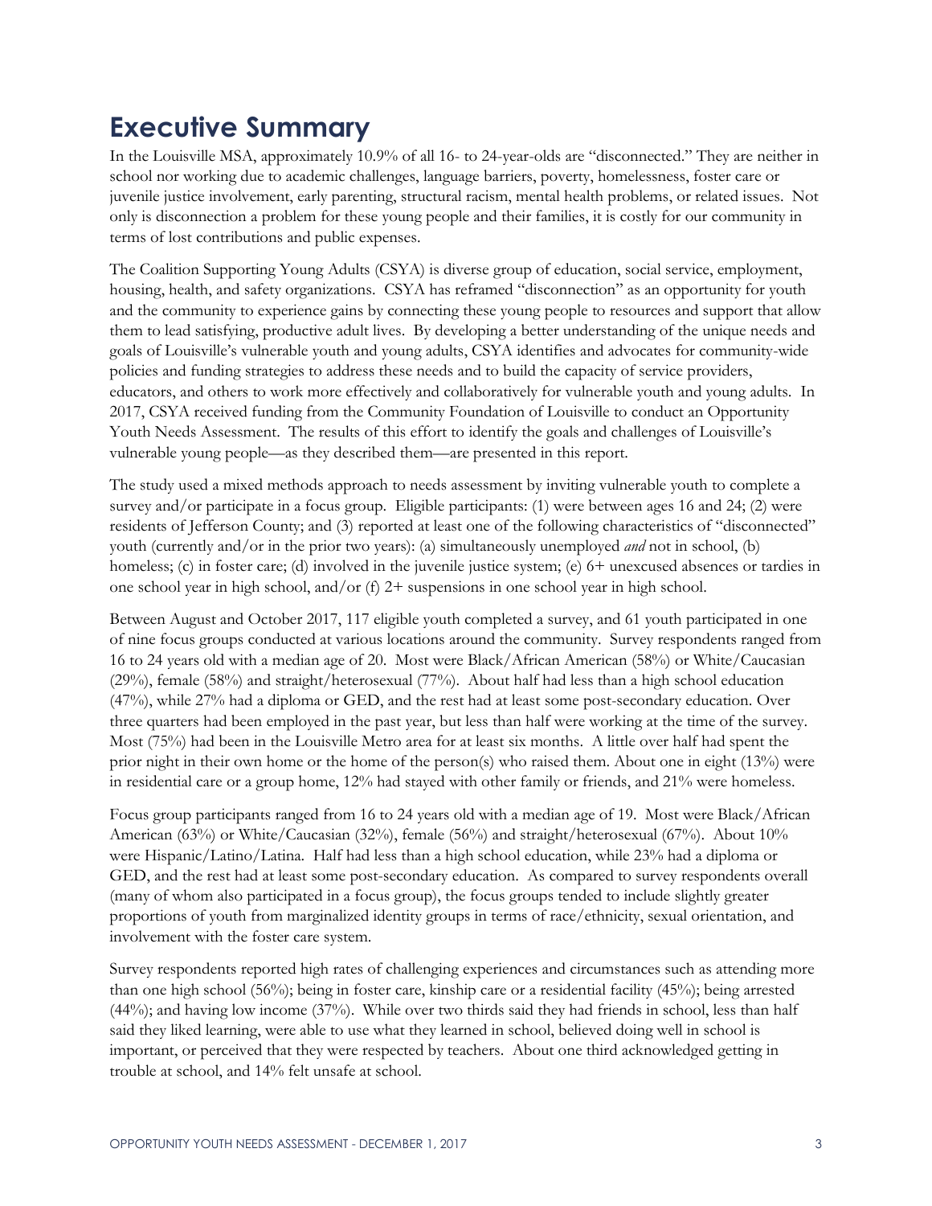# Executive Summary

In the Louisville MSA, approximately 10.9% of all 16- to 24-year-olds are "disconnected." They are neither in school nor working due to academic challenges, language barriers, poverty, homelessness, foster care or juvenile justice involvement, early parenting, structural racism, mental health problems, or related issues. Not only is disconnection a problem for these young people and their families, it is costly for our community in terms of lost contributions and public expenses.

The Coalition Supporting Young Adults (CSYA) is diverse group of education, social service, employment, housing, health, and safety organizations. CSYA has reframed "disconnection" as an opportunity for youth and the community to experience gains by connecting these young people to resources and support that allow them to lead satisfying, productive adult lives. By developing a better understanding of the unique needs and goals of Louisville's vulnerable youth and young adults, CSYA identifies and advocates for community-wide policies and funding strategies to address these needs and to build the capacity of service providers, educators, and others to work more effectively and collaboratively for vulnerable youth and young adults. In 2017, CSYA received funding from the Community Foundation of Louisville to conduct an Opportunity Youth Needs Assessment. The results of this effort to identify the goals and challenges of Louisville's vulnerable young people—as they described them—are presented in this report.

The study used a mixed methods approach to needs assessment by inviting vulnerable youth to complete a survey and/or participate in a focus group. Eligible participants: (1) were between ages 16 and 24; (2) were residents of Jefferson County; and (3) reported at least one of the following characteristics of "disconnected" youth (currently and/or in the prior two years): (a) simultaneously unemployed *and* not in school, (b) homeless; (c) in foster care; (d) involved in the juvenile justice system; (e) 6+ unexcused absences or tardies in one school year in high school, and/or (f) 2+ suspensions in one school year in high school.

Between August and October 2017, 117 eligible youth completed a survey, and 61 youth participated in one of nine focus groups conducted at various locations around the community. Survey respondents ranged from 16 to 24 years old with a median age of 20. Most were Black/African American (58%) or White/Caucasian (29%), female (58%) and straight/heterosexual (77%). About half had less than a high school education (47%), while 27% had a diploma or GED, and the rest had at least some post-secondary education. Over three quarters had been employed in the past year, but less than half were working at the time of the survey. Most (75%) had been in the Louisville Metro area for at least six months. A little over half had spent the prior night in their own home or the home of the person(s) who raised them. About one in eight (13%) were in residential care or a group home, 12% had stayed with other family or friends, and 21% were homeless.

Focus group participants ranged from 16 to 24 years old with a median age of 19. Most were Black/African American (63%) or White/Caucasian (32%), female (56%) and straight/heterosexual (67%). About 10% were Hispanic/Latino/Latina. Half had less than a high school education, while 23% had a diploma or GED, and the rest had at least some post-secondary education. As compared to survey respondents overall (many of whom also participated in a focus group), the focus groups tended to include slightly greater proportions of youth from marginalized identity groups in terms of race/ethnicity, sexual orientation, and involvement with the foster care system.

Survey respondents reported high rates of challenging experiences and circumstances such as attending more than one high school (56%); being in foster care, kinship care or a residential facility (45%); being arrested (44%); and having low income (37%). While over two thirds said they had friends in school, less than half said they liked learning, were able to use what they learned in school, believed doing well in school is important, or perceived that they were respected by teachers. About one third acknowledged getting in trouble at school, and 14% felt unsafe at school.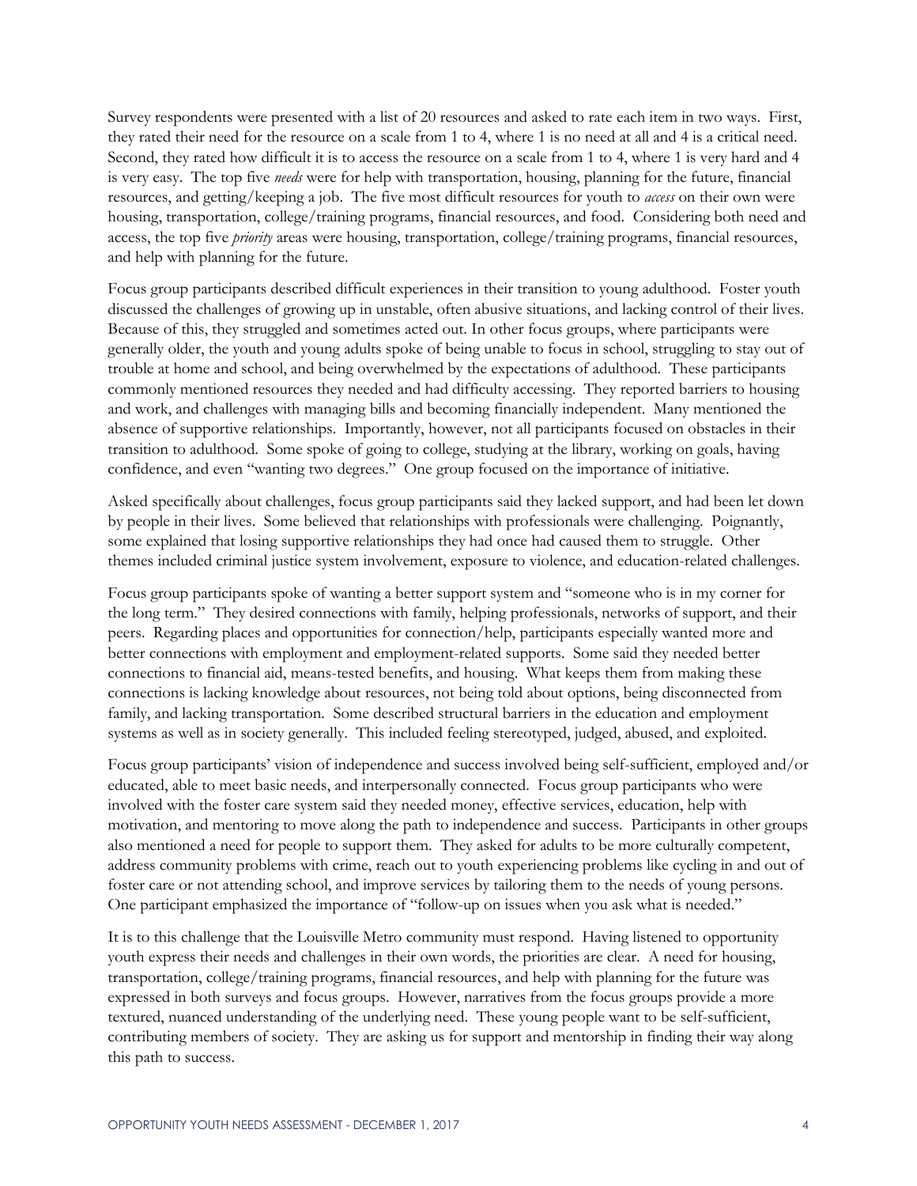Survey respondents were presented with a list of 20 resources and asked to rate each item in two ways. First, they rated their need for the resource on a scale from 1 to 4, where 1 is no need at all and 4 is a critical need. Second, they rated how difficult it is to access the resource on a scale from 1 to 4, where 1 is very hard and 4 is very easy. The top five *needs* were for help with transportation, housing, planning for the future, financial resources, and getting/keeping a job. The five most difficult resources for youth to *access* on their own were housing, transportation, college/training programs, financial resources, and food. Considering both need and access, the top five *priority* areas were housing, transportation, college/training programs, financial resources, and help with planning for the future.

Focus group participants described difficult experiences in their transition to young adulthood. Foster youth discussed the challenges of growing up in unstable, often abusive situations, and lacking control of their lives. Because of this, they struggled and sometimes acted out. In other focus groups, where participants were generally older, the youth and young adults spoke of being unable to focus in school, struggling to stay out of trouble at home and school, and being overwhelmed by the expectations of adulthood. These participants commonly mentioned resources they needed and had difficulty accessing. They reported barriers to housing and work, and challenges with managing bills and becoming financially independent. Many mentioned the absence of supportive relationships. Importantly, however, not all participants focused on obstacles in their transition to adulthood. Some spoke of going to college, studying at the library, working on goals, having confidence, and even "wanting two degrees." One group focused on the importance of initiative.

Asked specifically about challenges, focus group participants said they lacked support, and had been let down by people in their lives. Some believed that relationships with professionals were challenging. Poignantly, some explained that losing supportive relationships they had once had caused them to struggle. Other themes included criminal justice system involvement, exposure to violence, and education-related challenges.

Focus group participants spoke of wanting a better support system and "someone who is in my corner for the long term." They desired connections with family, helping professionals, networks of support, and their peers. Regarding places and opportunities for connection/help, participants especially wanted more and better connections with employment and employment-related supports. Some said they needed better connections to financial aid, means-tested benefits, and housing. What keeps them from making these connections is lacking knowledge about resources, not being told about options, being disconnected from family, and lacking transportation. Some described structural barriers in the education and employment systems as well as in society generally. This included feeling stereotyped, judged, abused, and exploited.

Focus group participants' vision of independence and success involved being self-sufficient, employed and/or educated, able to meet basic needs, and interpersonally connected. Focus group participants who were involved with the foster care system said they needed money, effective services, education, help with motivation, and mentoring to move along the path to independence and success. Participants in other groups also mentioned a need for people to support them. They asked for adults to be more culturally competent, address community problems with crime, reach out to youth experiencing problems like cycling in and out of foster care or not attending school, and improve services by tailoring them to the needs of young persons. One participant emphasized the importance of "follow-up on issues when you ask what is needed."

It is to this challenge that the Louisville Metro community must respond. Having listened to opportunity youth express their needs and challenges in their own words, the priorities are clear. A need for housing, transportation, college/training programs, financial resources, and help with planning for the future was expressed in both surveys and focus groups. However, narratives from the focus groups provide a more textured, nuanced understanding of the underlying need. These young people want to be self-sufficient, contributing members of society. They are asking us for support and mentorship in finding their way along this path to success.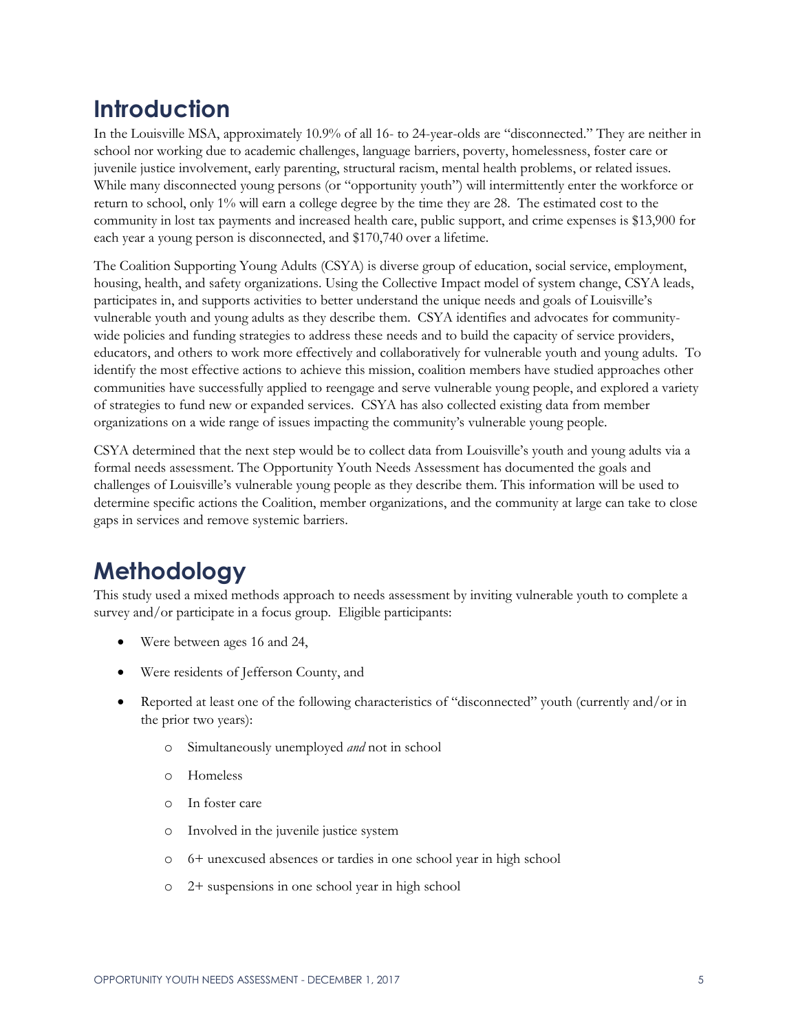## Introduction

In the Louisville MSA, approximately 10.9% of all 16- to 24-year-olds are "disconnected." They are neither in school nor working due to academic challenges, language barriers, poverty, homelessness, foster care or juvenile justice involvement, early parenting, structural racism, mental health problems, or related issues. While many disconnected young persons (or "opportunity youth") will intermittently enter the workforce or return to school, only 1% will earn a college degree by the time they are 28. The estimated cost to the community in lost tax payments and increased health care, public support, and crime expenses is $13,900 for each year a young person is disconnected, and $170,740 over a lifetime.

The Coalition Supporting Young Adults (CSYA) is diverse group of education, social service, employment, housing, health, and safety organizations. Using the Collective Impact model of system change, CSYA leads, participates in, and supports activities to better understand the unique needs and goals of Louisville's vulnerable youth and young adults as they describe them. CSYA identifies and advocates for community-wide policies and funding strategies to address these needs and to build the capacity of service providers, educators, and others to work more effectively and collaboratively for vulnerable youth and young adults. To identify the most effective actions to achieve this mission, coalition members have studied approaches other communities have successfully applied to reengage and serve vulnerable young people, and explored a variety of strategies to fund new or expanded services. CSYA has also collected existing data from member organizations on a wide range of issues impacting the community's vulnerable young people.

CSYA determined that the next step would be to collect data from Louisville's youth and young adults via a formal needs assessment. The Opportunity Youth Needs Assessment has documented the goals and challenges of Louisville's vulnerable young people as they describe them. This information will be used to determine specific actions the Coalition, member organizations, and the community at large can take to close gaps in services and remove systemic barriers.

## Methodology

This study used a mixed methods approach to needs assessment by inviting vulnerable youth to complete a survey and/or participate in a focus group. Eligible participants:

- Were between ages 16 and 24,
- Were residents of Jefferson County, and
- Reported at least one of the following characteristics of "disconnected" youth (currently and/or in the prior two years):
  - Simultaneously unemployed *and* not in school
  - Homeless
  - In foster care
  - Involved in the juvenile justice system
  - 6+ unexcused absences or tardies in one school year in high school
  - 2+ suspensions in one school year in high school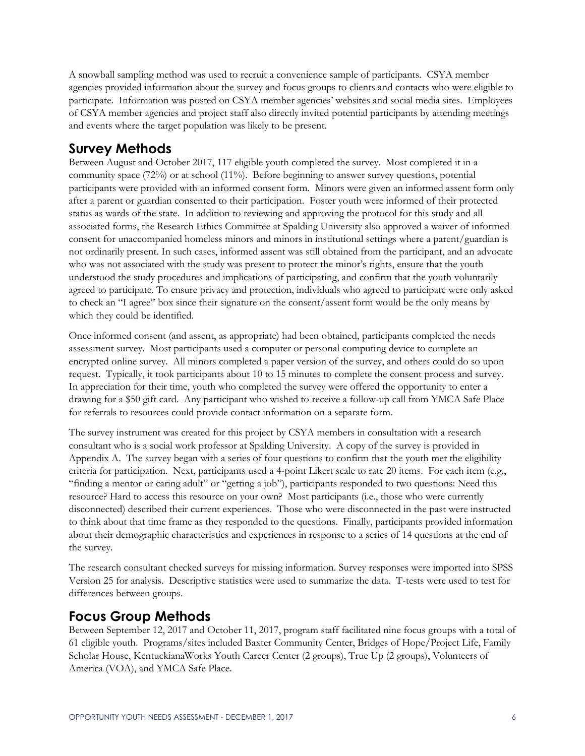A snowball sampling method was used to recruit a convenience sample of participants. CSYA member agencies provided information about the survey and focus groups to clients and contacts who were eligible to participate. Information was posted on CSYA member agencies' websites and social media sites. Employees of CSYA member agencies and project staff also directly invited potential participants by attending meetings and events where the target population was likely to be present.

## Survey Methods

Between August and October 2017, 117 eligible youth completed the survey. Most completed it in a community space (72%) or at school (11%). Before beginning to answer survey questions, potential participants were provided with an informed consent form. Minors were given an informed assent form only after a parent or guardian consented to their participation. Foster youth were informed of their protected status as wards of the state. In addition to reviewing and approving the protocol for this study and all associated forms, the Research Ethics Committee at Spalding University also approved a waiver of informed consent for unaccompanied homeless minors and minors in institutional settings where a parent/guardian is not ordinarily present. In such cases, informed assent was still obtained from the participant, and an advocate who was not associated with the study was present to protect the minor's rights, ensure that the youth understood the study procedures and implications of participating, and confirm that the youth voluntarily agreed to participate. To ensure privacy and protection, individuals who agreed to participate were only asked to check an "I agree" box since their signature on the consent/assent form would be the only means by which they could be identified.

Once informed consent (and assent, as appropriate) had been obtained, participants completed the needs assessment survey. Most participants used a computer or personal computing device to complete an encrypted online survey. All minors completed a paper version of the survey, and others could do so upon request. Typically, it took participants about 10 to 15 minutes to complete the consent process and survey. In appreciation for their time, youth who completed the survey were offered the opportunity to enter a drawing for a $50 gift card. Any participant who wished to receive a follow-up call from YMCA Safe Place for referrals to resources could provide contact information on a separate form.

The survey instrument was created for this project by CSYA members in consultation with a research consultant who is a social work professor at Spalding University. A copy of the survey is provided in Appendix A. The survey began with a series of four questions to confirm that the youth met the eligibility criteria for participation. Next, participants used a 4-point Likert scale to rate 20 items. For each item (e.g., "finding a mentor or caring adult" or "getting a job"), participants responded to two questions: Need this resource? Hard to access this resource on your own? Most participants (i.e., those who were currently disconnected) described their current experiences. Those who were disconnected in the past were instructed to think about that time frame as they responded to the questions. Finally, participants provided information about their demographic characteristics and experiences in response to a series of 14 questions at the end of the survey.

The research consultant checked surveys for missing information. Survey responses were imported into SPSS Version 25 for analysis. Descriptive statistics were used to summarize the data. T-tests were used to test for differences between groups.

## Focus Group Methods

Between September 12, 2017 and October 11, 2017, program staff facilitated nine focus groups with a total of 61 eligible youth. Programs/sites included Baxter Community Center, Bridges of Hope/Project Life, Family Scholar House, KentuckianaWorks Youth Career Center (2 groups), True Up (2 groups), Volunteers of America (VOA), and YMCA Safe Place.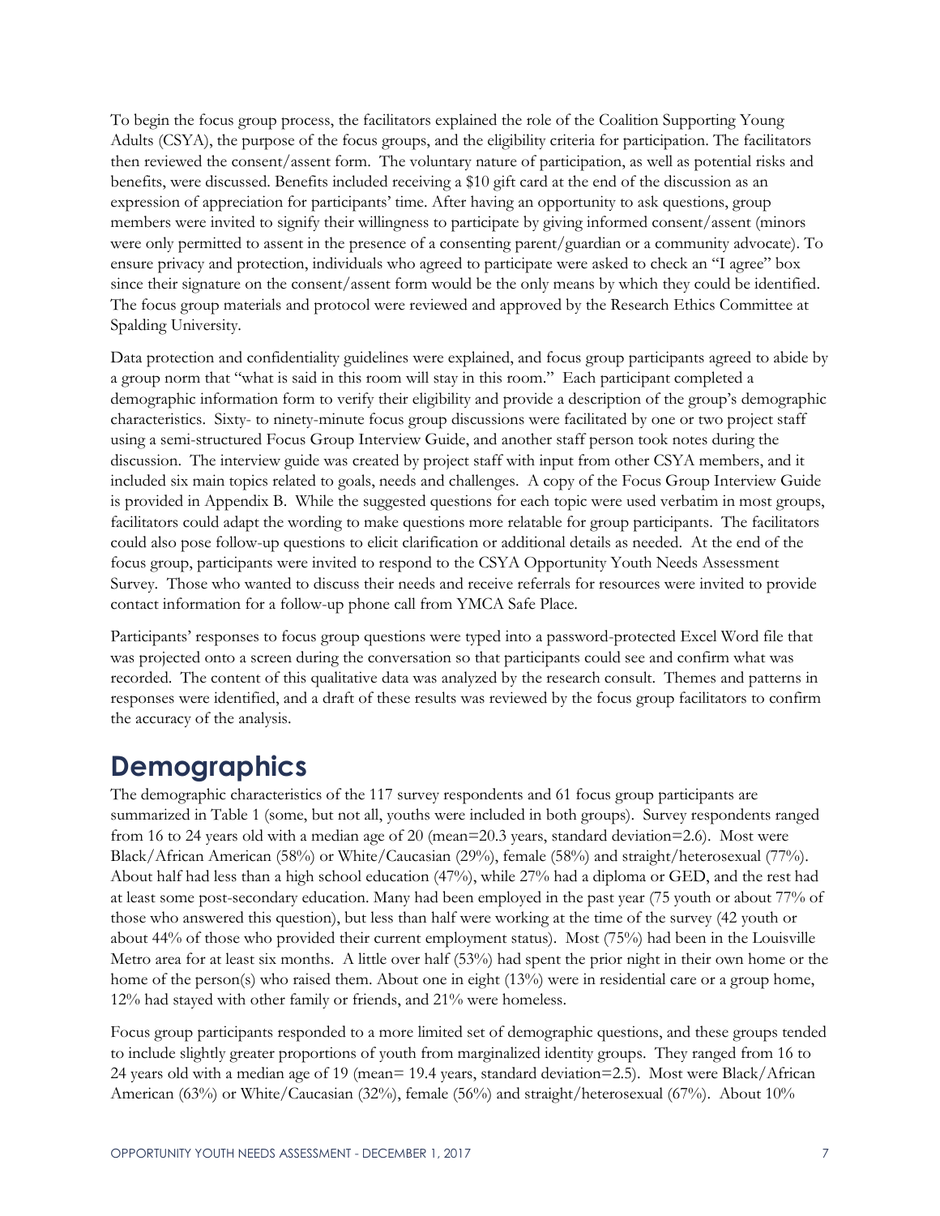To begin the focus group process, the facilitators explained the role of the Coalition Supporting Young Adults (CSYA), the purpose of the focus groups, and the eligibility criteria for participation. The facilitators then reviewed the consent/assent form. The voluntary nature of participation, as well as potential risks and benefits, were discussed. Benefits included receiving a $10 gift card at the end of the discussion as an expression of appreciation for participants' time. After having an opportunity to ask questions, group members were invited to signify their willingness to participate by giving informed consent/assent (minors were only permitted to assent in the presence of a consenting parent/guardian or a community advocate). To ensure privacy and protection, individuals who agreed to participate were asked to check an "I agree" box since their signature on the consent/assent form would be the only means by which they could be identified. The focus group materials and protocol were reviewed and approved by the Research Ethics Committee at Spalding University.

Data protection and confidentiality guidelines were explained, and focus group participants agreed to abide by a group norm that "what is said in this room will stay in this room." Each participant completed a demographic information form to verify their eligibility and provide a description of the group's demographic characteristics. Sixty- to ninety-minute focus group discussions were facilitated by one or two project staff using a semi-structured Focus Group Interview Guide, and another staff person took notes during the discussion. The interview guide was created by project staff with input from other CSYA members, and it included six main topics related to goals, needs and challenges. A copy of the Focus Group Interview Guide is provided in Appendix B. While the suggested questions for each topic were used verbatim in most groups, facilitators could adapt the wording to make questions more relatable for group participants. The facilitators could also pose follow-up questions to elicit clarification or additional details as needed. At the end of the focus group, participants were invited to respond to the CSYA Opportunity Youth Needs Assessment Survey. Those who wanted to discuss their needs and receive referrals for resources were invited to provide contact information for a follow-up phone call from YMCA Safe Place.

Participants' responses to focus group questions were typed into a password-protected Excel Word file that was projected onto a screen during the conversation so that participants could see and confirm what was recorded. The content of this qualitative data was analyzed by the research consult. Themes and patterns in responses were identified, and a draft of these results was reviewed by the focus group facilitators to confirm the accuracy of the analysis.

# Demographics

The demographic characteristics of the 117 survey respondents and 61 focus group participants are summarized in Table 1 (some, but not all, youths were included in both groups). Survey respondents ranged from 16 to 24 years old with a median age of 20 (mean=20.3 years, standard deviation=2.6). Most were Black/African American (58%) or White/Caucasian (29%), female (58%) and straight/heterosexual (77%). About half had less than a high school education (47%), while 27% had a diploma or GED, and the rest had at least some post-secondary education. Many had been employed in the past year (75 youth or about 77% of those who answered this question), but less than half were working at the time of the survey (42 youth or about 44% of those who provided their current employment status). Most (75%) had been in the Louisville Metro area for at least six months. A little over half (53%) had spent the prior night in their own home or the home of the person(s) who raised them. About one in eight (13%) were in residential care or a group home, 12% had stayed with other family or friends, and 21% were homeless.

Focus group participants responded to a more limited set of demographic questions, and these groups tended to include slightly greater proportions of youth from marginalized identity groups. They ranged from 16 to 24 years old with a median age of 19 (mean= 19.4 years, standard deviation=2.5). Most were Black/African American (63%) or White/Caucasian (32%), female (56%) and straight/heterosexual (67%). About 10%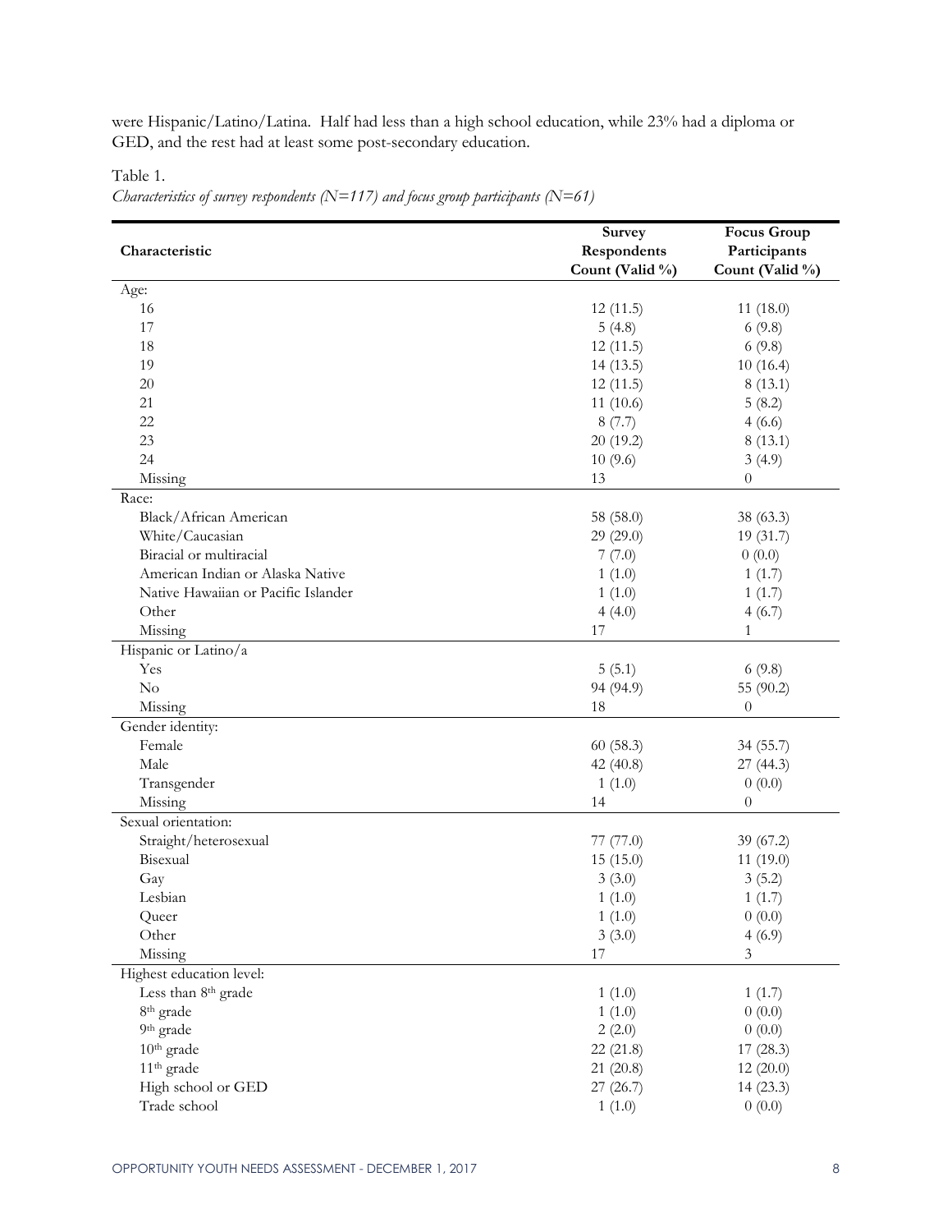were Hispanic/Latino/Latina. Half had less than a high school education, while 23% had a diploma or GED, and the rest had at least some post-secondary education.

Table 1.

*Characteristics of survey respondents (N=117) and focus group participants (N=61)*

| Characteristic | Survey Respondents Count (Valid %) | Focus Group Participants Count (Valid %) |
|---|---|---|
| Age: | | |
| 16 | 12 (11.5) | 11 (18.0) |
| 17 | 5 (4.8) | 6 (9.8) |
| 18 | 12 (11.5) | 6 (9.8) |
| 19 | 14 (13.5) | 10 (16.4) |
| 20 | 12 (11.5) | 8 (13.1) |
| 21 | 11 (10.6) | 5 (8.2) |
| 22 | 8 (7.7) | 4 (6.6) |
| 23 | 20 (19.2) | 8 (13.1) |
| 24 | 10 (9.6) | 3 (4.9) |
| Missing | 13 | 0 |
| Race: | | |
| Black/African American | 58 (58.0) | 38 (63.3) |
| White/Caucasian | 29 (29.0) | 19 (31.7) |
| Biracial or multiracial | 7 (7.0) | 0 (0.0) |
| American Indian or Alaska Native | 1 (1.0) | 1 (1.7) |
| Native Hawaiian or Pacific Islander | 1 (1.0) | 1 (1.7) |
| Other | 4 (4.0) | 4 (6.7) |
| Missing | 17 | 1 |
| Hispanic or Latino/a | | |
| Yes | 5 (5.1) | 6 (9.8) |
| No | 94 (94.9) | 55 (90.2) |
| Missing | 18 | 0 |
| Gender identity: | | |
| Female | 60 (58.3) | 34 (55.7) |
| Male | 42 (40.8) | 27 (44.3) |
| Transgender | 1 (1.0) | 0 (0.0) |
| Missing | 14 | 0 |
| Sexual orientation: | | |
| Straight/heterosexual | 77 (77.0) | 39 (67.2) |
| Bisexual | 15 (15.0) | 11 (19.0) |
| Gay | 3 (3.0) | 3 (5.2) |
| Lesbian | 1 (1.0) | 1 (1.7) |
| Queer | 1 (1.0) | 0 (0.0) |
| Other | 3 (3.0) | 4 (6.9) |
| Missing | 17 | 3 |
| Highest education level: | | |
| Less than 8th grade | 1 (1.0) | 1 (1.7) |
| 8th grade | 1 (1.0) | 0 (0.0) |
| 9th grade | 2 (2.0) | 0 (0.0) |
| 10th grade | 22 (21.8) | 17 (28.3) |
| 11th grade | 21 (20.8) | 12 (20.0) |
| High school or GED | 27 (26.7) | 14 (23.3) |
| Trade school | 1 (1.0) | 0 (0.0) |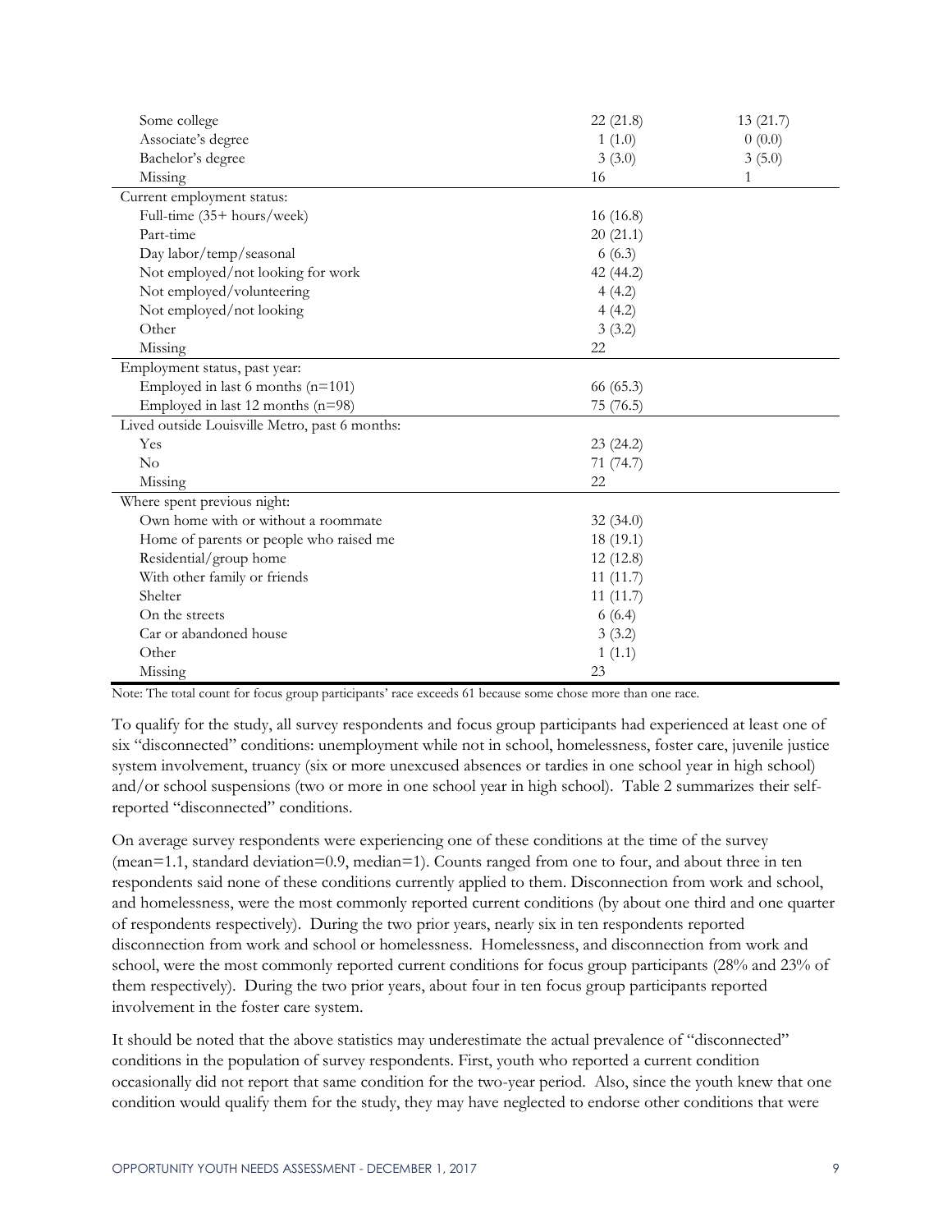| | | |
|---|---|---|
| Some college | 22 (21.8) | 13 (21.7) |
| Associate's degree | 1 (1.0) | 0 (0.0) |
| Bachelor's degree | 3 (3.0) | 3 (5.0) |
| Missing | 16 | 1 |
| Current employment status: | | |
| Full-time (35+ hours/week) | 16 (16.8) | |
| Part-time | 20 (21.1) | |
| Day labor/temp/seasonal | 6 (6.3) | |
| Not employed/not looking for work | 42 (44.2) | |
| Not employed/volunteering | 4 (4.2) | |
| Not employed/not looking | 4 (4.2) | |
| Other | 3 (3.2) | |
| Missing | 22 | |
| Employment status, past year: | | |
| Employed in last 6 months (n=101) | 66 (65.3) | |
| Employed in last 12 months (n=98) | 75 (76.5) | |
| Lived outside Louisville Metro, past 6 months: | | |
| Yes | 23 (24.2) | |
| No | 71 (74.7) | |
| Missing | 22 | |
| Where spent previous night: | | |
| Own home with or without a roommate | 32 (34.0) | |
| Home of parents or people who raised me | 18 (19.1) | |
| Residential/group home | 12 (12.8) | |
| With other family or friends | 11 (11.7) | |
| Shelter | 11 (11.7) | |
| On the streets | 6 (6.4) | |
| Car or abandoned house | 3 (3.2) | |
| Other | 1 (1.1) | |
| Missing | 23 | |

Note: The total count for focus group participants' race exceeds 61 because some chose more than one race.

To qualify for the study, all survey respondents and focus group participants had experienced at least one of six "disconnected" conditions: unemployment while not in school, homelessness, foster care, juvenile justice system involvement, truancy (six or more unexcused absences or tardies in one school year in high school) and/or school suspensions (two or more in one school year in high school). Table 2 summarizes their self-reported "disconnected" conditions.

On average survey respondents were experiencing one of these conditions at the time of the survey (mean=1.1, standard deviation=0.9, median=1). Counts ranged from one to four, and about three in ten respondents said none of these conditions currently applied to them. Disconnection from work and school, and homelessness, were the most commonly reported current conditions (by about one third and one quarter of respondents respectively). During the two prior years, nearly six in ten respondents reported disconnection from work and school or homelessness. Homelessness, and disconnection from work and school, were the most commonly reported current conditions for focus group participants (28% and 23% of them respectively). During the two prior years, about four in ten focus group participants reported involvement in the foster care system.

It should be noted that the above statistics may underestimate the actual prevalence of "disconnected" conditions in the population of survey respondents. First, youth who reported a current condition occasionally did not report that same condition for the two-year period. Also, since the youth knew that one condition would qualify them for the study, they may have neglected to endorse other conditions that were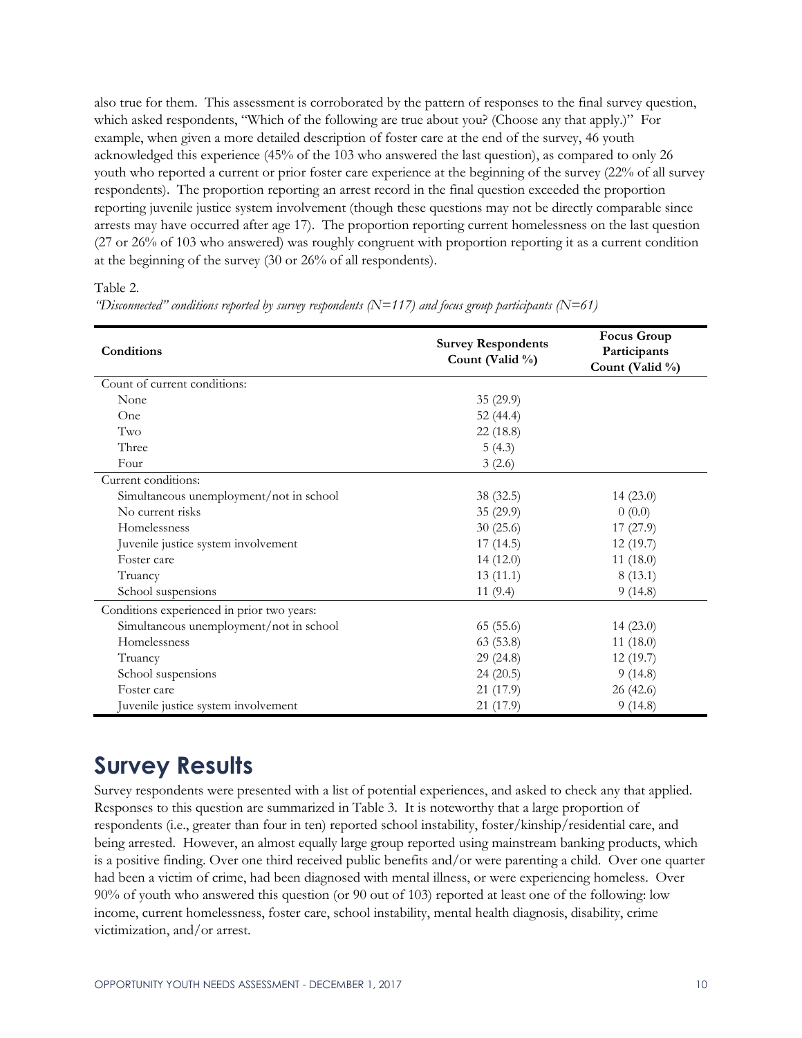also true for them. This assessment is corroborated by the pattern of responses to the final survey question, which asked respondents, "Which of the following are true about you? (Choose any that apply.)" For example, when given a more detailed description of foster care at the end of the survey, 46 youth acknowledged this experience (45% of the 103 who answered the last question), as compared to only 26 youth who reported a current or prior foster care experience at the beginning of the survey (22% of all survey respondents). The proportion reporting an arrest record in the final question exceeded the proportion reporting juvenile justice system involvement (though these questions may not be directly comparable since arrests may have occurred after age 17). The proportion reporting current homelessness on the last question (27 or 26% of 103 who answered) was roughly congruent with proportion reporting it as a current condition at the beginning of the survey (30 or 26% of all respondents).

Table 2.

*"Disconnected" conditions reported by survey respondents (N=117) and focus group participants (N=61)*

| Conditions | Survey Respondents Count (Valid %) | Focus Group Participants Count (Valid %) |
|---|---|---|
| Count of current conditions: | | |
| None | 35 (29.9) | |
| One | 52 (44.4) | |
| Two | 22 (18.8) | |
| Three | 5 (4.3) | |
| Four | 3 (2.6) | |
| Current conditions: | | |
| Simultaneous unemployment/not in school | 38 (32.5) | 14 (23.0) |
| No current risks | 35 (29.9) | 0 (0.0) |
| Homelessness | 30 (25.6) | 17 (27.9) |
| Juvenile justice system involvement | 17 (14.5) | 12 (19.7) |
| Foster care | 14 (12.0) | 11 (18.0) |
| Truancy | 13 (11.1) | 8 (13.1) |
| School suspensions | 11 (9.4) | 9 (14.8) |
| Conditions experienced in prior two years: | | |
| Simultaneous unemployment/not in school | 65 (55.6) | 14 (23.0) |
| Homelessness | 63 (53.8) | 11 (18.0) |
| Truancy | 29 (24.8) | 12 (19.7) |
| School suspensions | 24 (20.5) | 9 (14.8) |
| Foster care | 21 (17.9) | 26 (42.6) |
| Juvenile justice system involvement | 21 (17.9) | 9 (14.8) |

# Survey Results

Survey respondents were presented with a list of potential experiences, and asked to check any that applied. Responses to this question are summarized in Table 3. It is noteworthy that a large proportion of respondents (i.e., greater than four in ten) reported school instability, foster/kinship/residential care, and being arrested. However, an almost equally large group reported using mainstream banking products, which is a positive finding. Over one third received public benefits and/or were parenting a child. Over one quarter had been a victim of crime, had been diagnosed with mental illness, or were experiencing homeless. Over 90% of youth who answered this question (or 90 out of 103) reported at least one of the following: low income, current homelessness, foster care, school instability, mental health diagnosis, disability, crime victimization, and/or arrest.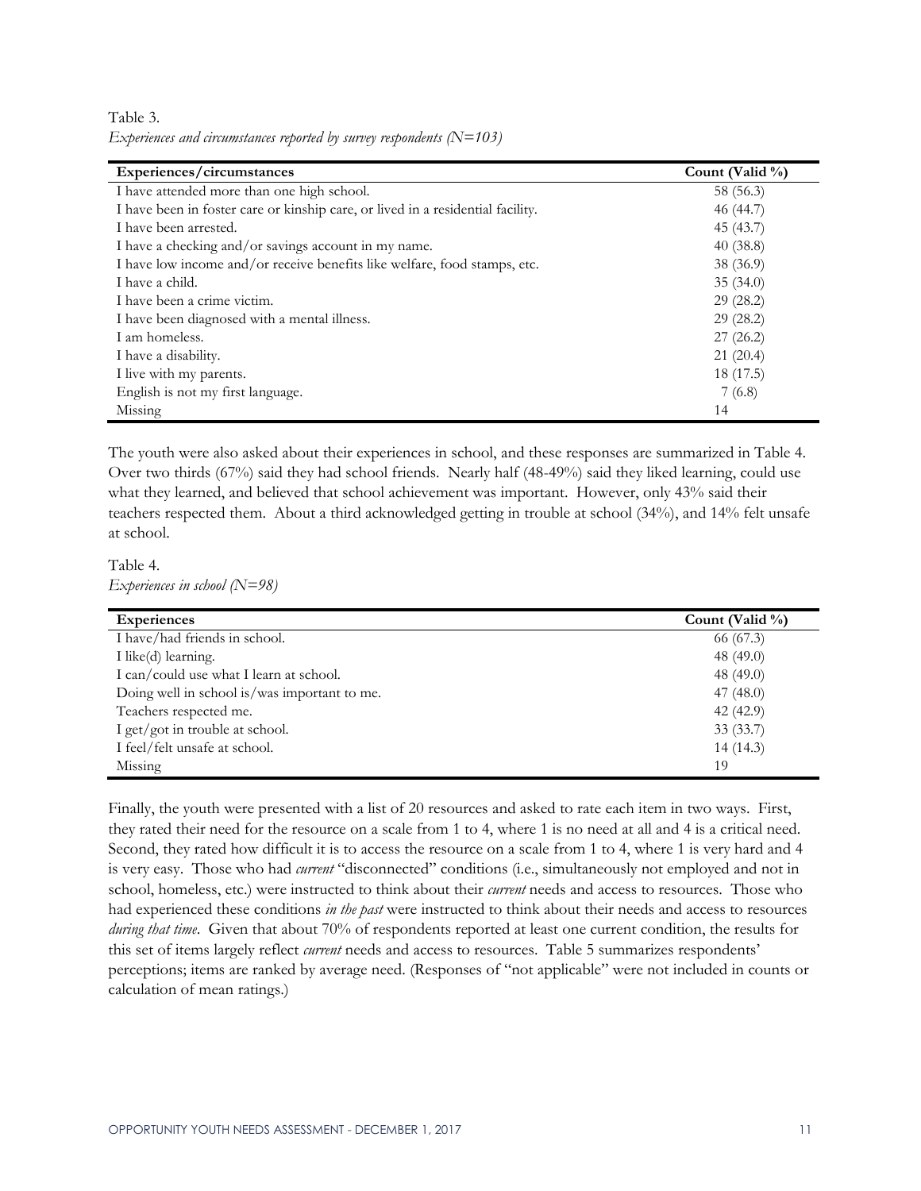Table 3.
*Experiences and circumstances reported by survey respondents (N=103)*

| Experiences/circumstances | Count (Valid %) |
|---|---|
| I have attended more than one high school. | 58 (56.3) |
| I have been in foster care or kinship care, or lived in a residential facility. | 46 (44.7) |
| I have been arrested. | 45 (43.7) |
| I have a checking and/or savings account in my name. | 40 (38.8) |
| I have low income and/or receive benefits like welfare, food stamps, etc. | 38 (36.9) |
| I have a child. | 35 (34.0) |
| I have been a crime victim. | 29 (28.2) |
| I have been diagnosed with a mental illness. | 29 (28.2) |
| I am homeless. | 27 (26.2) |
| I have a disability. | 21 (20.4) |
| I live with my parents. | 18 (17.5) |
| English is not my first language. | 7 (6.8) |
| Missing | 14 |

The youth were also asked about their experiences in school, and these responses are summarized in Table 4. Over two thirds (67%) said they had school friends. Nearly half (48-49%) said they liked learning, could use what they learned, and believed that school achievement was important. However, only 43% said their teachers respected them. About a third acknowledged getting in trouble at school (34%), and 14% felt unsafe at school.

Table 4.
*Experiences in school (N=98)*

| Experiences | Count (Valid %) |
|---|---|
| I have/had friends in school. | 66 (67.3) |
| I like(d) learning. | 48 (49.0) |
| I can/could use what I learn at school. | 48 (49.0) |
| Doing well in school is/was important to me. | 47 (48.0) |
| Teachers respected me. | 42 (42.9) |
| I get/got in trouble at school. | 33 (33.7) |
| I feel/felt unsafe at school. | 14 (14.3) |
| Missing | 19 |

Finally, the youth were presented with a list of 20 resources and asked to rate each item in two ways. First, they rated their need for the resource on a scale from 1 to 4, where 1 is no need at all and 4 is a critical need. Second, they rated how difficult it is to access the resource on a scale from 1 to 4, where 1 is very hard and 4 is very easy. Those who had *current* "disconnected" conditions (i.e., simultaneously not employed and not in school, homeless, etc.) were instructed to think about their *current* needs and access to resources. Those who had experienced these conditions *in the past* were instructed to think about their needs and access to resources *during that time*. Given that about 70% of respondents reported at least one current condition, the results for this set of items largely reflect *current* needs and access to resources. Table 5 summarizes respondents' perceptions; items are ranked by average need. (Responses of "not applicable" were not included in counts or calculation of mean ratings.)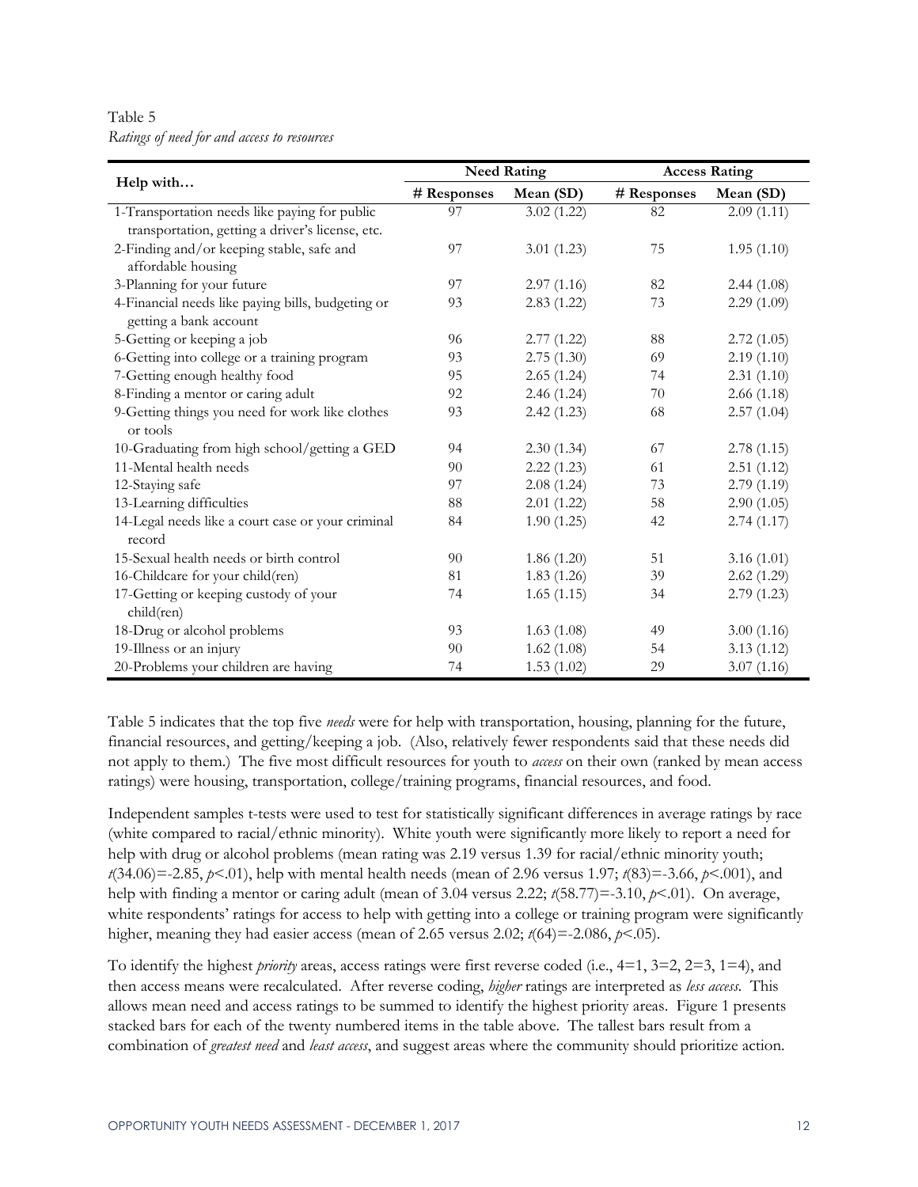Table 5
*Ratings of need for and access to resources*

| Help with… | Need Rating | | Access Rating | |
|---|---|---|---|---|
| | # Responses | Mean (SD) | # Responses | Mean (SD) |
| 1-Transportation needs like paying for public transportation, getting a driver's license, etc. | 97 | 3.02 (1.22) | 82 | 2.09 (1.11) |
| 2-Finding and/or keeping stable, safe and affordable housing | 97 | 3.01 (1.23) | 75 | 1.95 (1.10) |
| 3-Planning for your future | 97 | 2.97 (1.16) | 82 | 2.44 (1.08) |
| 4-Financial needs like paying bills, budgeting or getting a bank account | 93 | 2.83 (1.22) | 73 | 2.29 (1.09) |
| 5-Getting or keeping a job | 96 | 2.77 (1.22) | 88 | 2.72 (1.05) |
| 6-Getting into college or a training program | 93 | 2.75 (1.30) | 69 | 2.19 (1.10) |
| 7-Getting enough healthy food | 95 | 2.65 (1.24) | 74 | 2.31 (1.10) |
| 8-Finding a mentor or caring adult | 92 | 2.46 (1.24) | 70 | 2.66 (1.18) |
| 9-Getting things you need for work like clothes or tools | 93 | 2.42 (1.23) | 68 | 2.57 (1.04) |
| 10-Graduating from high school/getting a GED | 94 | 2.30 (1.34) | 67 | 2.78 (1.15) |
| 11-Mental health needs | 90 | 2.22 (1.23) | 61 | 2.51 (1.12) |
| 12-Staying safe | 97 | 2.08 (1.24) | 73 | 2.79 (1.19) |
| 13-Learning difficulties | 88 | 2.01 (1.22) | 58 | 2.90 (1.05) |
| 14-Legal needs like a court case or your criminal record | 84 | 1.90 (1.25) | 42 | 2.74 (1.17) |
| 15-Sexual health needs or birth control | 90 | 1.86 (1.20) | 51 | 3.16 (1.01) |
| 16-Childcare for your child(ren) | 81 | 1.83 (1.26) | 39 | 2.62 (1.29) |
| 17-Getting or keeping custody of your child(ren) | 74 | 1.65 (1.15) | 34 | 2.79 (1.23) |
| 18-Drug or alcohol problems | 93 | 1.63 (1.08) | 49 | 3.00 (1.16) |
| 19-Illness or an injury | 90 | 1.62 (1.08) | 54 | 3.13 (1.12) |
| 20-Problems your children are having | 74 | 1.53 (1.02) | 29 | 3.07 (1.16) |

Table 5 indicates that the top five *needs* were for help with transportation, housing, planning for the future, financial resources, and getting/keeping a job. (Also, relatively fewer respondents said that these needs did not apply to them.) The five most difficult resources for youth to *access* on their own (ranked by mean access ratings) were housing, transportation, college/training programs, financial resources, and food.

Independent samples t-tests were used to test for statistically significant differences in average ratings by race (white compared to racial/ethnic minority). White youth were significantly more likely to report a need for help with drug or alcohol problems (mean rating was 2.19 versus 1.39 for racial/ethnic minority youth; $t(34.06)=-2.85$, $p<.01$), help with mental health needs (mean of 2.96 versus 1.97; $t(83)=-3.66$, $p<.001$), and help with finding a mentor or caring adult (mean of 3.04 versus 2.22; $t(58.77)=-3.10$, $p<.01$). On average, white respondents' ratings for access to help with getting into a college or training program were significantly higher, meaning they had easier access (mean of 2.65 versus 2.02; $t(64)=-2.086$, $p<.05$).

To identify the highest *priority* areas, access ratings were first reverse coded (i.e., 4=1, 3=2, 2=3, 1=4), and then access means were recalculated. After reverse coding, *higher* ratings are interpreted as *less access*. This allows mean need and access ratings to be summed to identify the highest priority areas. Figure 1 presents stacked bars for each of the twenty numbered items in the table above. The tallest bars result from a combination of *greatest need* and *least access*, and suggest areas where the community should prioritize action.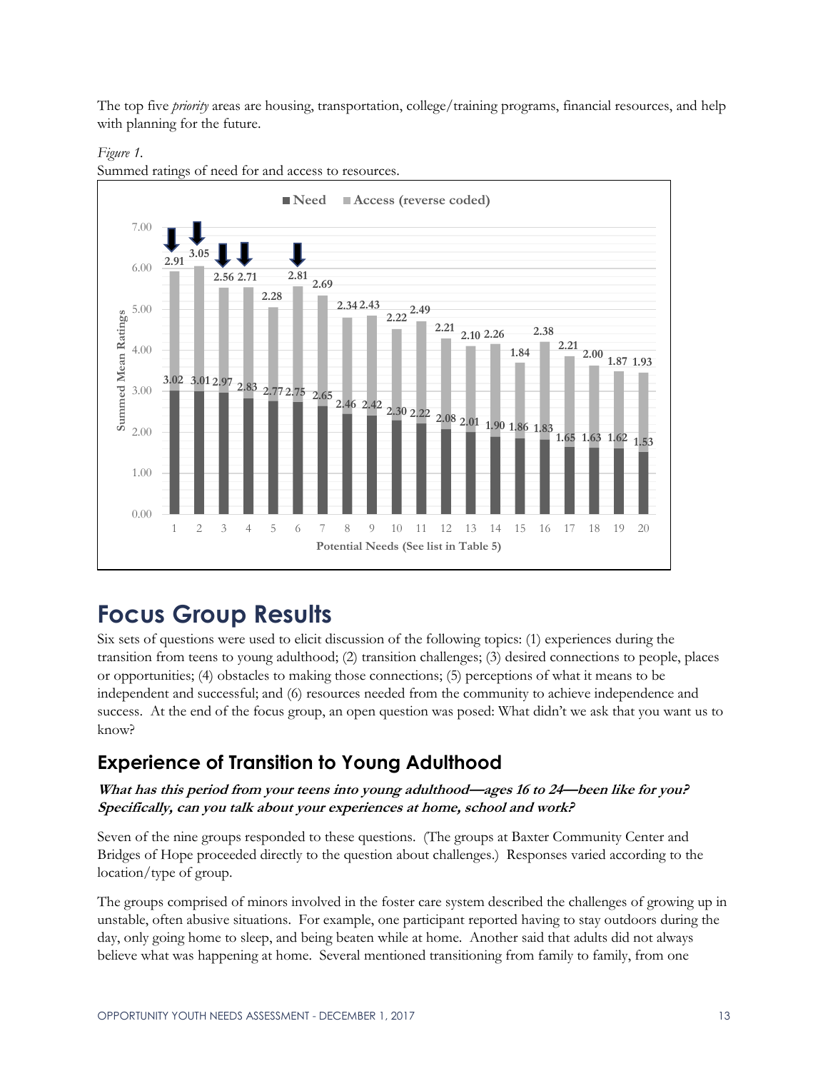The top five *priority* areas are housing, transportation, college/training programs, financial resources, and help with planning for the future.

*Figure 1.*
Summed ratings of need for and access to resources.

| Potential Need | Need | Access (reverse coded) |
|---|---|---|
| 1 | 3.02 | 2.91 |
| 2 | 3.01 | 3.05 |
| 3 | 2.97 | 2.56 |
| 4 | 2.83 | 2.71 |
| 5 | 2.77 | 2.28 |
| 6 | 2.75 | 2.81 |
| 7 | 2.65 | 2.69 |
| 8 | 2.46 | 2.34 |
| 9 | 2.42 | 2.43 |
| 10 | 2.30 | 2.22 |
| 11 | 2.22 | 2.49 |
| 12 | 2.08 | 2.21 |
| 13 | 2.01 | 2.10 |
| 14 | 1.90 | 2.26 |
| 15 | 1.86 | 1.84 |
| 16 | 1.83 | 2.38 |
| 17 | 1.65 | 2.21 |
| 18 | 1.63 | 2.00 |
| 19 | 1.62 | 1.87 |
| 20 | 1.53 | 1.93 |

Summed Mean Ratings; Potential Needs (See list in Table 5)

# Focus Group Results

Six sets of questions were used to elicit discussion of the following topics: (1) experiences during the transition from teens to young adulthood; (2) transition challenges; (3) desired connections to people, places or opportunities; (4) obstacles to making those connections; (5) perceptions of what it means to be independent and successful; and (6) resources needed from the community to achieve independence and success. At the end of the focus group, an open question was posed: What didn't we ask that you want us to know?

## Experience of Transition to Young Adulthood

***What has this period from your teens into young adulthood—ages 16 to 24—been like for you? Specifically, can you talk about your experiences at home, school and work?***

Seven of the nine groups responded to these questions. (The groups at Baxter Community Center and Bridges of Hope proceeded directly to the question about challenges.) Responses varied according to the location/type of group.

The groups comprised of minors involved in the foster care system described the challenges of growing up in unstable, often abusive situations. For example, one participant reported having to stay outdoors during the day, only going home to sleep, and being beaten while at home. Another said that adults did not always believe what was happening at home. Several mentioned transitioning from family to family, from one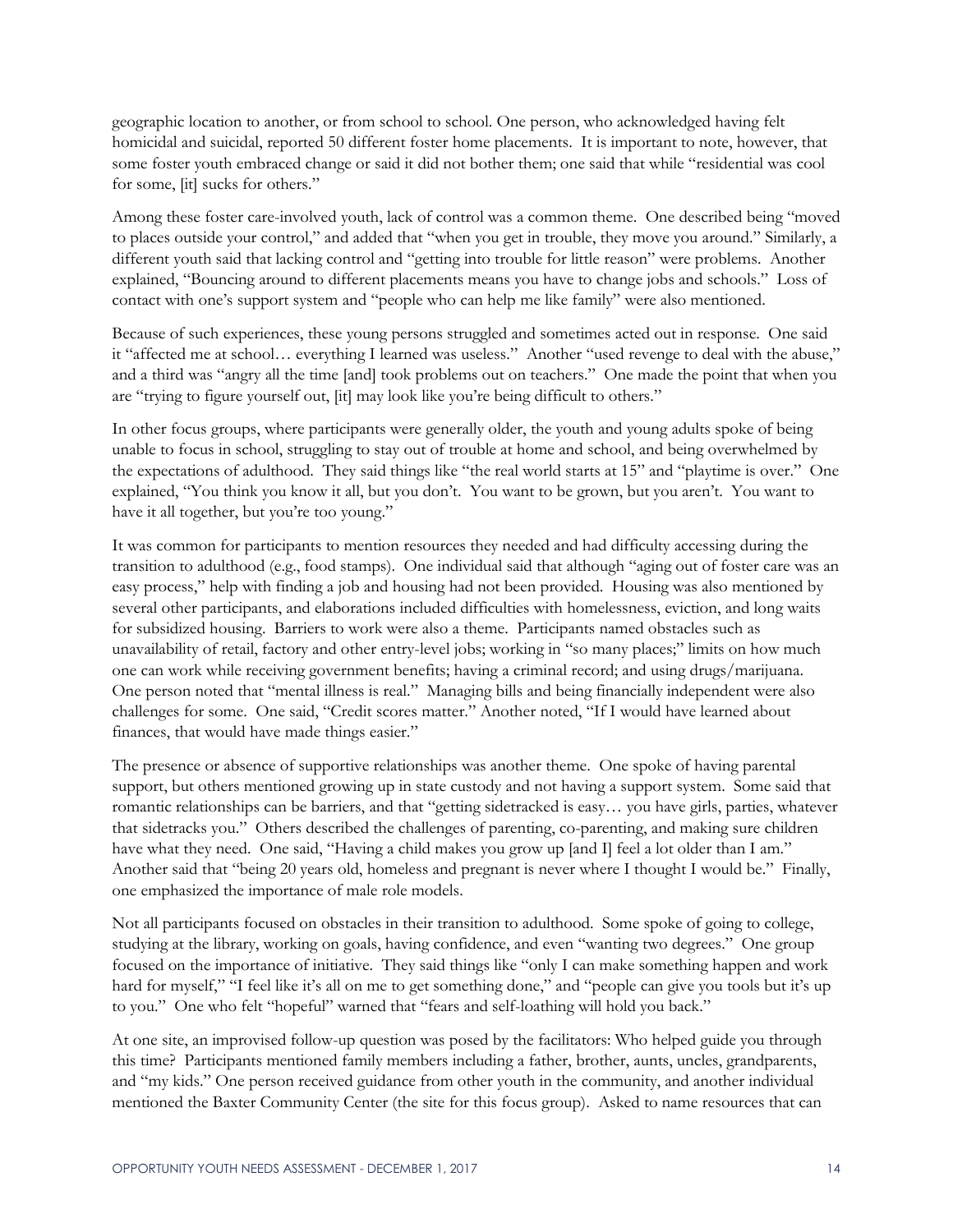geographic location to another, or from school to school. One person, who acknowledged having felt homicidal and suicidal, reported 50 different foster home placements. It is important to note, however, that some foster youth embraced change or said it did not bother them; one said that while "residential was cool for some, [it] sucks for others."

Among these foster care-involved youth, lack of control was a common theme. One described being "moved to places outside your control," and added that "when you get in trouble, they move you around." Similarly, a different youth said that lacking control and "getting into trouble for little reason" were problems. Another explained, "Bouncing around to different placements means you have to change jobs and schools." Loss of contact with one's support system and "people who can help me like family" were also mentioned.

Because of such experiences, these young persons struggled and sometimes acted out in response. One said it "affected me at school… everything I learned was useless." Another "used revenge to deal with the abuse," and a third was "angry all the time [and] took problems out on teachers." One made the point that when you are "trying to figure yourself out, [it] may look like you're being difficult to others."

In other focus groups, where participants were generally older, the youth and young adults spoke of being unable to focus in school, struggling to stay out of trouble at home and school, and being overwhelmed by the expectations of adulthood. They said things like "the real world starts at 15" and "playtime is over." One explained, "You think you know it all, but you don't. You want to be grown, but you aren't. You want to have it all together, but you're too young."

It was common for participants to mention resources they needed and had difficulty accessing during the transition to adulthood (e.g., food stamps). One individual said that although "aging out of foster care was an easy process," help with finding a job and housing had not been provided. Housing was also mentioned by several other participants, and elaborations included difficulties with homelessness, eviction, and long waits for subsidized housing. Barriers to work were also a theme. Participants named obstacles such as unavailability of retail, factory and other entry-level jobs; working in "so many places;" limits on how much one can work while receiving government benefits; having a criminal record; and using drugs/marijuana. One person noted that "mental illness is real." Managing bills and being financially independent were also challenges for some. One said, "Credit scores matter." Another noted, "If I would have learned about finances, that would have made things easier."

The presence or absence of supportive relationships was another theme. One spoke of having parental support, but others mentioned growing up in state custody and not having a support system. Some said that romantic relationships can be barriers, and that "getting sidetracked is easy… you have girls, parties, whatever that sidetracks you." Others described the challenges of parenting, co-parenting, and making sure children have what they need. One said, "Having a child makes you grow up [and I] feel a lot older than I am." Another said that "being 20 years old, homeless and pregnant is never where I thought I would be." Finally, one emphasized the importance of male role models.

Not all participants focused on obstacles in their transition to adulthood. Some spoke of going to college, studying at the library, working on goals, having confidence, and even "wanting two degrees." One group focused on the importance of initiative. They said things like "only I can make something happen and work hard for myself," "I feel like it's all on me to get something done," and "people can give you tools but it's up to you." One who felt "hopeful" warned that "fears and self-loathing will hold you back."

At one site, an improvised follow-up question was posed by the facilitators: Who helped guide you through this time? Participants mentioned family members including a father, brother, aunts, uncles, grandparents, and "my kids." One person received guidance from other youth in the community, and another individual mentioned the Baxter Community Center (the site for this focus group). Asked to name resources that can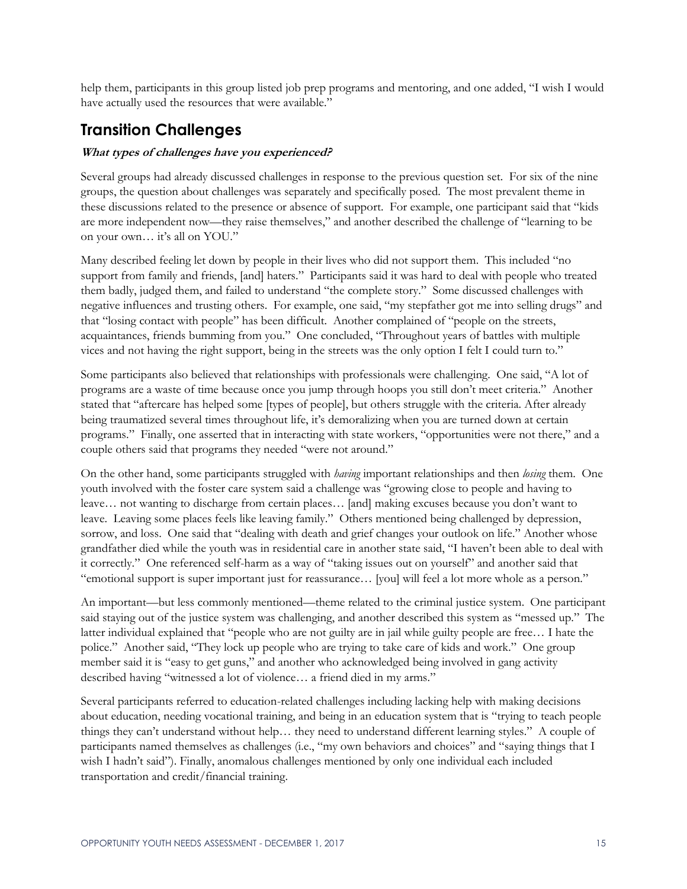help them, participants in this group listed job prep programs and mentoring, and one added, "I wish I would have actually used the resources that were available."

## Transition Challenges

***What types of challenges have you experienced?***

Several groups had already discussed challenges in response to the previous question set. For six of the nine groups, the question about challenges was separately and specifically posed. The most prevalent theme in these discussions related to the presence or absence of support. For example, one participant said that "kids are more independent now—they raise themselves," and another described the challenge of "learning to be on your own… it's all on YOU."

Many described feeling let down by people in their lives who did not support them. This included "no support from family and friends, [and] haters." Participants said it was hard to deal with people who treated them badly, judged them, and failed to understand "the complete story." Some discussed challenges with negative influences and trusting others. For example, one said, "my stepfather got me into selling drugs" and that "losing contact with people" has been difficult. Another complained of "people on the streets, acquaintances, friends bumming from you." One concluded, "Throughout years of battles with multiple vices and not having the right support, being in the streets was the only option I felt I could turn to."

Some participants also believed that relationships with professionals were challenging. One said, "A lot of programs are a waste of time because once you jump through hoops you still don't meet criteria." Another stated that "aftercare has helped some [types of people], but others struggle with the criteria. After already being traumatized several times throughout life, it's demoralizing when you are turned down at certain programs." Finally, one asserted that in interacting with state workers, "opportunities were not there," and a couple others said that programs they needed "were not around."

On the other hand, some participants struggled with *having* important relationships and then *losing* them. One youth involved with the foster care system said a challenge was "growing close to people and having to leave… not wanting to discharge from certain places… [and] making excuses because you don't want to leave. Leaving some places feels like leaving family." Others mentioned being challenged by depression, sorrow, and loss. One said that "dealing with death and grief changes your outlook on life." Another whose grandfather died while the youth was in residential care in another state said, "I haven't been able to deal with it correctly." One referenced self-harm as a way of "taking issues out on yourself" and another said that "emotional support is super important just for reassurance… [you] will feel a lot more whole as a person."

An important—but less commonly mentioned—theme related to the criminal justice system. One participant said staying out of the justice system was challenging, and another described this system as "messed up." The latter individual explained that "people who are not guilty are in jail while guilty people are free… I hate the police." Another said, "They lock up people who are trying to take care of kids and work." One group member said it is "easy to get guns," and another who acknowledged being involved in gang activity described having "witnessed a lot of violence… a friend died in my arms."

Several participants referred to education-related challenges including lacking help with making decisions about education, needing vocational training, and being in an education system that is "trying to teach people things they can't understand without help… they need to understand different learning styles." A couple of participants named themselves as challenges (i.e., "my own behaviors and choices" and "saying things that I wish I hadn't said"). Finally, anomalous challenges mentioned by only one individual each included transportation and credit/financial training.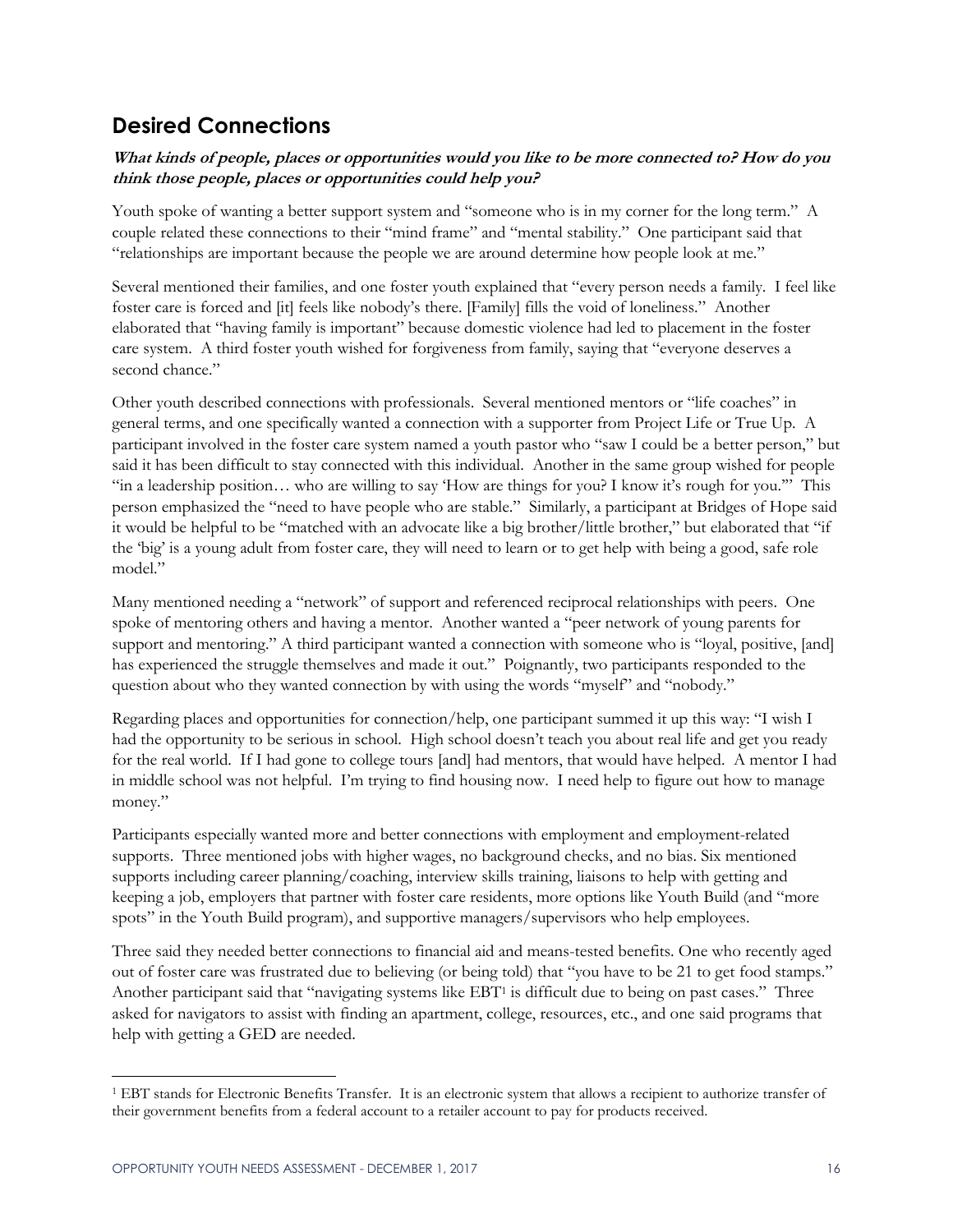## Desired Connections

***What kinds of people, places or opportunities would you like to be more connected to? How do you think those people, places or opportunities could help you?***

Youth spoke of wanting a better support system and "someone who is in my corner for the long term." A couple related these connections to their "mind frame" and "mental stability." One participant said that "relationships are important because the people we are around determine how people look at me."

Several mentioned their families, and one foster youth explained that "every person needs a family. I feel like foster care is forced and [it] feels like nobody's there. [Family] fills the void of loneliness." Another elaborated that "having family is important" because domestic violence had led to placement in the foster care system. A third foster youth wished for forgiveness from family, saying that "everyone deserves a second chance."

Other youth described connections with professionals. Several mentioned mentors or "life coaches" in general terms, and one specifically wanted a connection with a supporter from Project Life or True Up. A participant involved in the foster care system named a youth pastor who "saw I could be a better person," but said it has been difficult to stay connected with this individual. Another in the same group wished for people "in a leadership position… who are willing to say 'How are things for you? I know it's rough for you.'" This person emphasized the "need to have people who are stable." Similarly, a participant at Bridges of Hope said it would be helpful to be "matched with an advocate like a big brother/little brother," but elaborated that "if the 'big' is a young adult from foster care, they will need to learn or to get help with being a good, safe role model."

Many mentioned needing a "network" of support and referenced reciprocal relationships with peers. One spoke of mentoring others and having a mentor. Another wanted a "peer network of young parents for support and mentoring." A third participant wanted a connection with someone who is "loyal, positive, [and] has experienced the struggle themselves and made it out." Poignantly, two participants responded to the question about who they wanted connection by with using the words "myself" and "nobody."

Regarding places and opportunities for connection/help, one participant summed it up this way: "I wish I had the opportunity to be serious in school. High school doesn't teach you about real life and get you ready for the real world. If I had gone to college tours [and] had mentors, that would have helped. A mentor I had in middle school was not helpful. I'm trying to find housing now. I need help to figure out how to manage money."

Participants especially wanted more and better connections with employment and employment-related supports. Three mentioned jobs with higher wages, no background checks, and no bias. Six mentioned supports including career planning/coaching, interview skills training, liaisons to help with getting and keeping a job, employers that partner with foster care residents, more options like Youth Build (and "more spots" in the Youth Build program), and supportive managers/supervisors who help employees.

Three said they needed better connections to financial aid and means-tested benefits. One who recently aged out of foster care was frustrated due to believing (or being told) that "you have to be 21 to get food stamps." Another participant said that "navigating systems like EBT[1] is difficult due to being on past cases." Three asked for navigators to assist with finding an apartment, college, resources, etc., and one said programs that help with getting a GED are needed.

---

[1] EBT stands for Electronic Benefits Transfer. It is an electronic system that allows a recipient to authorize transfer of their government benefits from a federal account to a retailer account to pay for products received.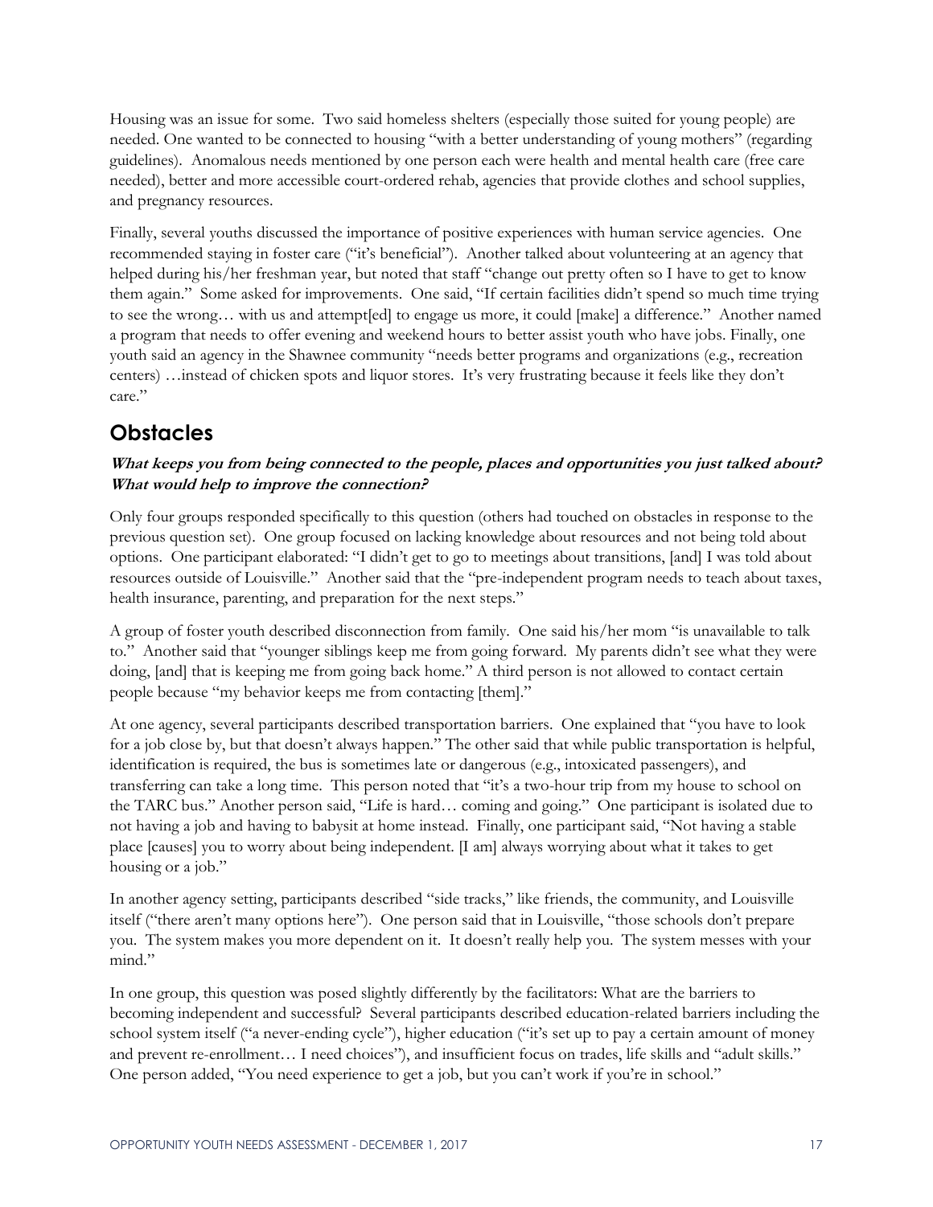Housing was an issue for some. Two said homeless shelters (especially those suited for young people) are needed. One wanted to be connected to housing "with a better understanding of young mothers" (regarding guidelines). Anomalous needs mentioned by one person each were health and mental health care (free care needed), better and more accessible court-ordered rehab, agencies that provide clothes and school supplies, and pregnancy resources.

Finally, several youths discussed the importance of positive experiences with human service agencies. One recommended staying in foster care ("it's beneficial"). Another talked about volunteering at an agency that helped during his/her freshman year, but noted that staff "change out pretty often so I have to get to know them again." Some asked for improvements. One said, "If certain facilities didn't spend so much time trying to see the wrong… with us and attempt[ed] to engage us more, it could [make] a difference." Another named a program that needs to offer evening and weekend hours to better assist youth who have jobs. Finally, one youth said an agency in the Shawnee community "needs better programs and organizations (e.g., recreation centers) …instead of chicken spots and liquor stores. It's very frustrating because it feels like they don't care."

## Obstacles

***What keeps you from being connected to the people, places and opportunities you just talked about? What would help to improve the connection?***

Only four groups responded specifically to this question (others had touched on obstacles in response to the previous question set). One group focused on lacking knowledge about resources and not being told about options. One participant elaborated: "I didn't get to go to meetings about transitions, [and] I was told about resources outside of Louisville." Another said that the "pre-independent program needs to teach about taxes, health insurance, parenting, and preparation for the next steps."

A group of foster youth described disconnection from family. One said his/her mom "is unavailable to talk to." Another said that "younger siblings keep me from going forward. My parents didn't see what they were doing, [and] that is keeping me from going back home." A third person is not allowed to contact certain people because "my behavior keeps me from contacting [them]."

At one agency, several participants described transportation barriers. One explained that "you have to look for a job close by, but that doesn't always happen." The other said that while public transportation is helpful, identification is required, the bus is sometimes late or dangerous (e.g., intoxicated passengers), and transferring can take a long time. This person noted that "it's a two-hour trip from my house to school on the TARC bus." Another person said, "Life is hard… coming and going." One participant is isolated due to not having a job and having to babysit at home instead. Finally, one participant said, "Not having a stable place [causes] you to worry about being independent. [I am] always worrying about what it takes to get housing or a job."

In another agency setting, participants described "side tracks," like friends, the community, and Louisville itself ("there aren't many options here"). One person said that in Louisville, "those schools don't prepare you. The system makes you more dependent on it. It doesn't really help you. The system messes with your mind."

In one group, this question was posed slightly differently by the facilitators: What are the barriers to becoming independent and successful? Several participants described education-related barriers including the school system itself ("a never-ending cycle"), higher education ("it's set up to pay a certain amount of money and prevent re-enrollment… I need choices"), and insufficient focus on trades, life skills and "adult skills." One person added, "You need experience to get a job, but you can't work if you're in school."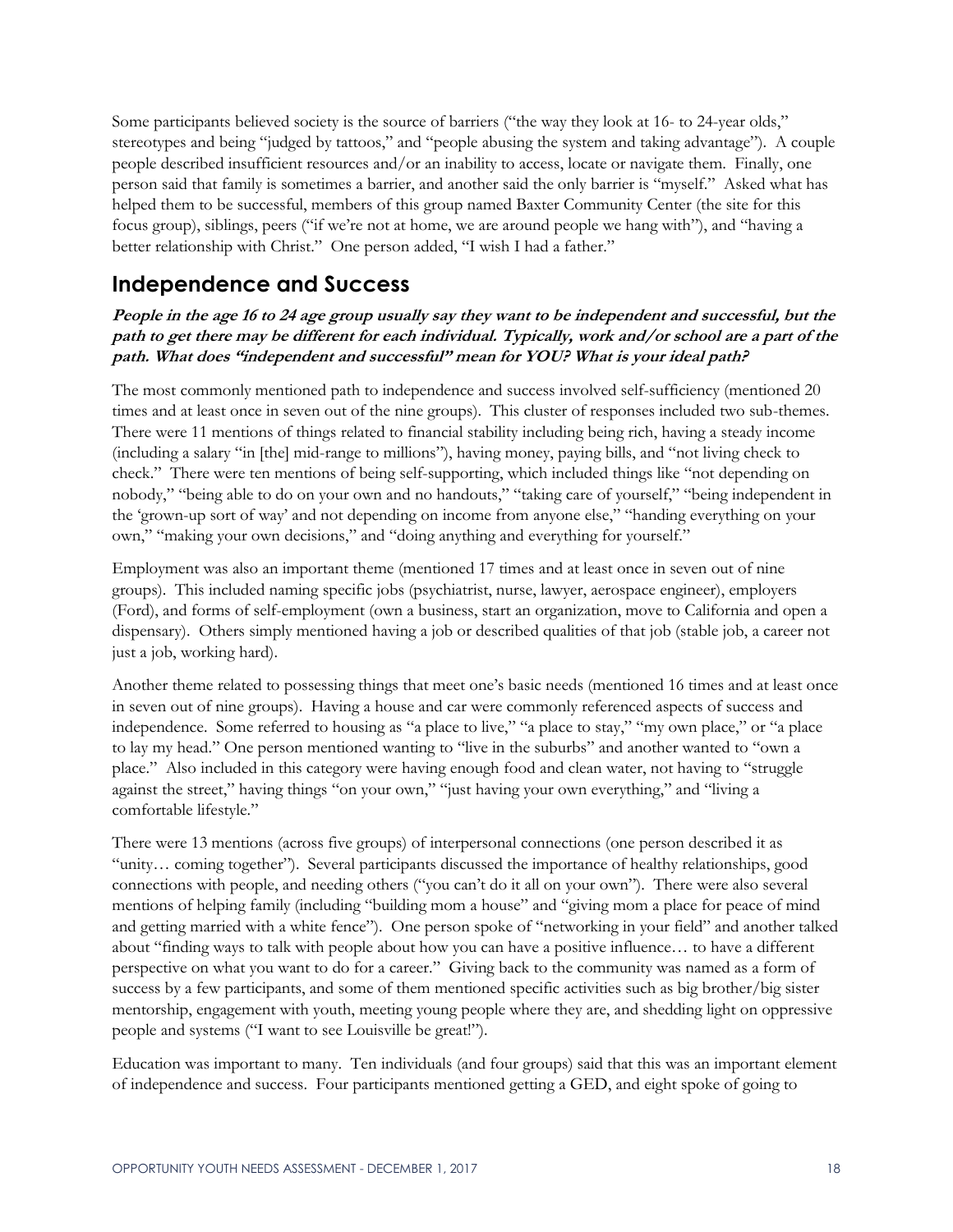Some participants believed society is the source of barriers ("the way they look at 16- to 24-year olds," stereotypes and being "judged by tattoos," and "people abusing the system and taking advantage"). A couple people described insufficient resources and/or an inability to access, locate or navigate them. Finally, one person said that family is sometimes a barrier, and another said the only barrier is "myself." Asked what has helped them to be successful, members of this group named Baxter Community Center (the site for this focus group), siblings, peers ("if we're not at home, we are around people we hang with"), and "having a better relationship with Christ." One person added, "I wish I had a father."

## Independence and Success

***People in the age 16 to 24 age group usually say they want to be independent and successful, but the path to get there may be different for each individual. Typically, work and/or school are a part of the path. What does "independent and successful" mean for YOU? What is your ideal path?***

The most commonly mentioned path to independence and success involved self-sufficiency (mentioned 20 times and at least once in seven out of the nine groups). This cluster of responses included two sub-themes. There were 11 mentions of things related to financial stability including being rich, having a steady income (including a salary "in [the] mid-range to millions"), having money, paying bills, and "not living check to check." There were ten mentions of being self-supporting, which included things like "not depending on nobody," "being able to do on your own and no handouts," "taking care of yourself," "being independent in the 'grown-up sort of way' and not depending on income from anyone else," "handing everything on your own," "making your own decisions," and "doing anything and everything for yourself."

Employment was also an important theme (mentioned 17 times and at least once in seven out of nine groups). This included naming specific jobs (psychiatrist, nurse, lawyer, aerospace engineer), employers (Ford), and forms of self-employment (own a business, start an organization, move to California and open a dispensary). Others simply mentioned having a job or described qualities of that job (stable job, a career not just a job, working hard).

Another theme related to possessing things that meet one's basic needs (mentioned 16 times and at least once in seven out of nine groups). Having a house and car were commonly referenced aspects of success and independence. Some referred to housing as "a place to live," "a place to stay," "my own place," or "a place to lay my head." One person mentioned wanting to "live in the suburbs" and another wanted to "own a place." Also included in this category were having enough food and clean water, not having to "struggle against the street," having things "on your own," "just having your own everything," and "living a comfortable lifestyle."

There were 13 mentions (across five groups) of interpersonal connections (one person described it as "unity… coming together"). Several participants discussed the importance of healthy relationships, good connections with people, and needing others ("you can't do it all on your own"). There were also several mentions of helping family (including "building mom a house" and "giving mom a place for peace of mind and getting married with a white fence"). One person spoke of "networking in your field" and another talked about "finding ways to talk with people about how you can have a positive influence… to have a different perspective on what you want to do for a career." Giving back to the community was named as a form of success by a few participants, and some of them mentioned specific activities such as big brother/big sister mentorship, engagement with youth, meeting young people where they are, and shedding light on oppressive people and systems ("I want to see Louisville be great!").

Education was important to many. Ten individuals (and four groups) said that this was an important element of independence and success. Four participants mentioned getting a GED, and eight spoke of going to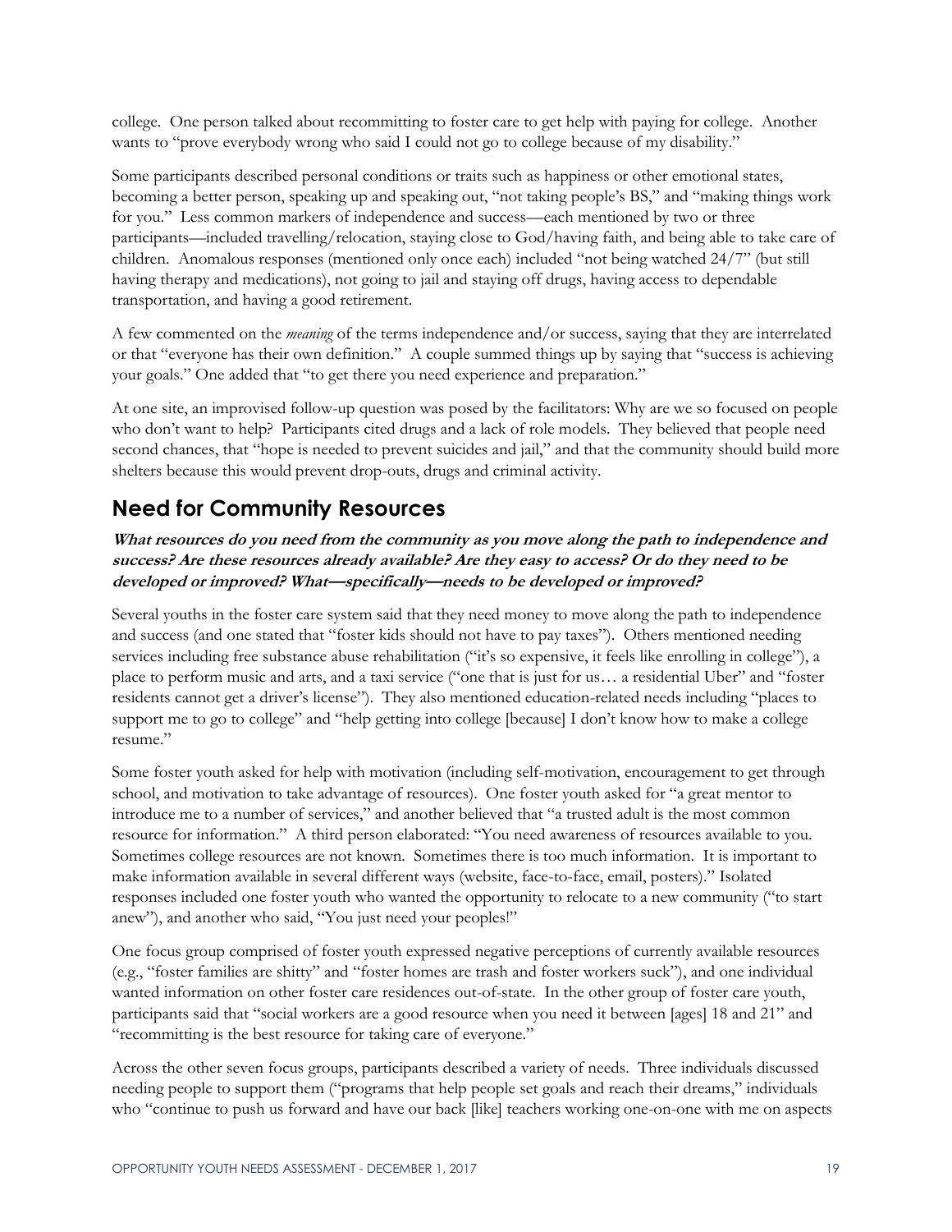college. One person talked about recommitting to foster care to get help with paying for college. Another wants to "prove everybody wrong who said I could not go to college because of my disability."

Some participants described personal conditions or traits such as happiness or other emotional states, becoming a better person, speaking up and speaking out, "not taking people's BS," and "making things work for you." Less common markers of independence and success—each mentioned by two or three participants—included travelling/relocation, staying close to God/having faith, and being able to take care of children. Anomalous responses (mentioned only once each) included "not being watched 24/7" (but still having therapy and medications), not going to jail and staying off drugs, having access to dependable transportation, and having a good retirement.

A few commented on the *meaning* of the terms independence and/or success, saying that they are interrelated or that "everyone has their own definition." A couple summed things up by saying that "success is achieving your goals." One added that "to get there you need experience and preparation."

At one site, an improvised follow-up question was posed by the facilitators: Why are we so focused on people who don't want to help? Participants cited drugs and a lack of role models. They believed that people need second chances, that "hope is needed to prevent suicides and jail," and that the community should build more shelters because this would prevent drop-outs, drugs and criminal activity.

## Need for Community Resources

***What resources do you need from the community as you move along the path to independence and success? Are these resources already available? Are they easy to access? Or do they need to be developed or improved? What—specifically—needs to be developed or improved?***

Several youths in the foster care system said that they need money to move along the path to independence and success (and one stated that "foster kids should not have to pay taxes"). Others mentioned needing services including free substance abuse rehabilitation ("it's so expensive, it feels like enrolling in college"), a place to perform music and arts, and a taxi service ("one that is just for us… a residential Uber" and "foster residents cannot get a driver's license"). They also mentioned education-related needs including "places to support me to go to college" and "help getting into college [because] I don't know how to make a college resume."

Some foster youth asked for help with motivation (including self-motivation, encouragement to get through school, and motivation to take advantage of resources). One foster youth asked for "a great mentor to introduce me to a number of services," and another believed that "a trusted adult is the most common resource for information." A third person elaborated: "You need awareness of resources available to you. Sometimes college resources are not known. Sometimes there is too much information. It is important to make information available in several different ways (website, face-to-face, email, posters)." Isolated responses included one foster youth who wanted the opportunity to relocate to a new community ("to start anew"), and another who said, "You just need your peoples!"

One focus group comprised of foster youth expressed negative perceptions of currently available resources (e.g., "foster families are shitty" and "foster homes are trash and foster workers suck"), and one individual wanted information on other foster care residences out-of-state. In the other group of foster care youth, participants said that "social workers are a good resource when you need it between [ages] 18 and 21" and "recommitting is the best resource for taking care of everyone."

Across the other seven focus groups, participants described a variety of needs. Three individuals discussed needing people to support them ("programs that help people set goals and reach their dreams," individuals who "continue to push us forward and have our back [like] teachers working one-on-one with me on aspects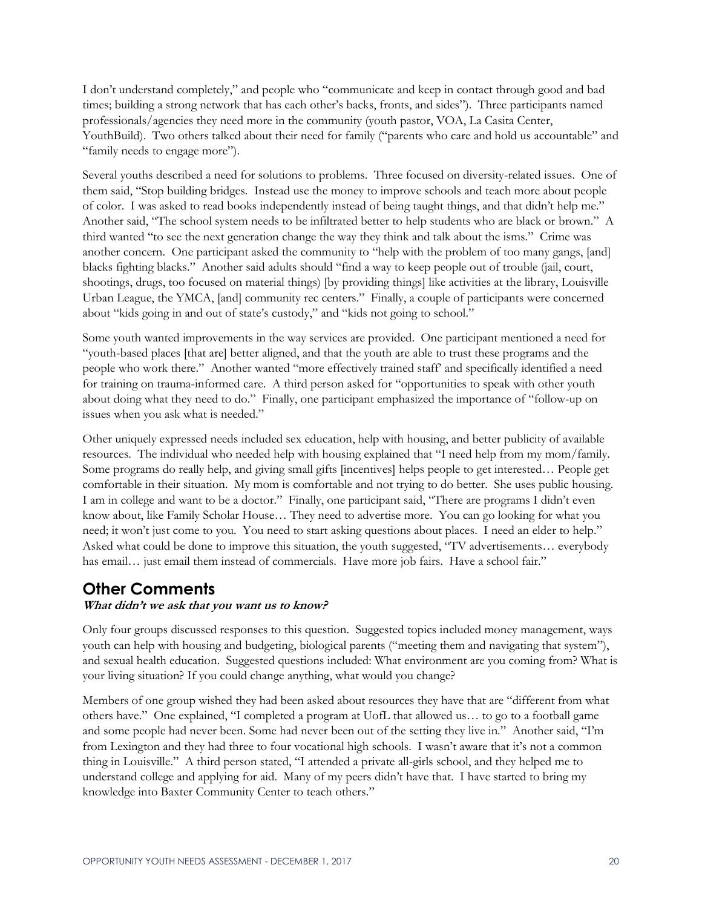I don't understand completely," and people who "communicate and keep in contact through good and bad times; building a strong network that has each other's backs, fronts, and sides"). Three participants named professionals/agencies they need more in the community (youth pastor, VOA, La Casita Center, YouthBuild). Two others talked about their need for family ("parents who care and hold us accountable" and "family needs to engage more").

Several youths described a need for solutions to problems. Three focused on diversity-related issues. One of them said, "Stop building bridges. Instead use the money to improve schools and teach more about people of color. I was asked to read books independently instead of being taught things, and that didn't help me." Another said, "The school system needs to be infiltrated better to help students who are black or brown." A third wanted "to see the next generation change the way they think and talk about the isms." Crime was another concern. One participant asked the community to "help with the problem of too many gangs, [and] blacks fighting blacks." Another said adults should "find a way to keep people out of trouble (jail, court, shootings, drugs, too focused on material things) [by providing things] like activities at the library, Louisville Urban League, the YMCA, [and] community rec centers." Finally, a couple of participants were concerned about "kids going in and out of state's custody," and "kids not going to school."

Some youth wanted improvements in the way services are provided. One participant mentioned a need for "youth-based places [that are] better aligned, and that the youth are able to trust these programs and the people who work there." Another wanted "more effectively trained staff' and specifically identified a need for training on trauma-informed care. A third person asked for "opportunities to speak with other youth about doing what they need to do." Finally, one participant emphasized the importance of "follow-up on issues when you ask what is needed."

Other uniquely expressed needs included sex education, help with housing, and better publicity of available resources. The individual who needed help with housing explained that "I need help from my mom/family. Some programs do really help, and giving small gifts [incentives] helps people to get interested… People get comfortable in their situation. My mom is comfortable and not trying to do better. She uses public housing. I am in college and want to be a doctor." Finally, one participant said, "There are programs I didn't even know about, like Family Scholar House… They need to advertise more. You can go looking for what you need; it won't just come to you. You need to start asking questions about places. I need an elder to help." Asked what could be done to improve this situation, the youth suggested, "TV advertisements… everybody has email… just email them instead of commercials. Have more job fairs. Have a school fair."

## Other Comments

***What didn't we ask that you want us to know?***

Only four groups discussed responses to this question. Suggested topics included money management, ways youth can help with housing and budgeting, biological parents ("meeting them and navigating that system"), and sexual health education. Suggested questions included: What environment are you coming from? What is your living situation? If you could change anything, what would you change?

Members of one group wished they had been asked about resources they have that are "different from what others have." One explained, "I completed a program at UofL that allowed us… to go to a football game and some people had never been. Some had never been out of the setting they live in." Another said, "I'm from Lexington and they had three to four vocational high schools. I wasn't aware that it's not a common thing in Louisville." A third person stated, "I attended a private all-girls school, and they helped me to understand college and applying for aid. Many of my peers didn't have that. I have started to bring my knowledge into Baxter Community Center to teach others."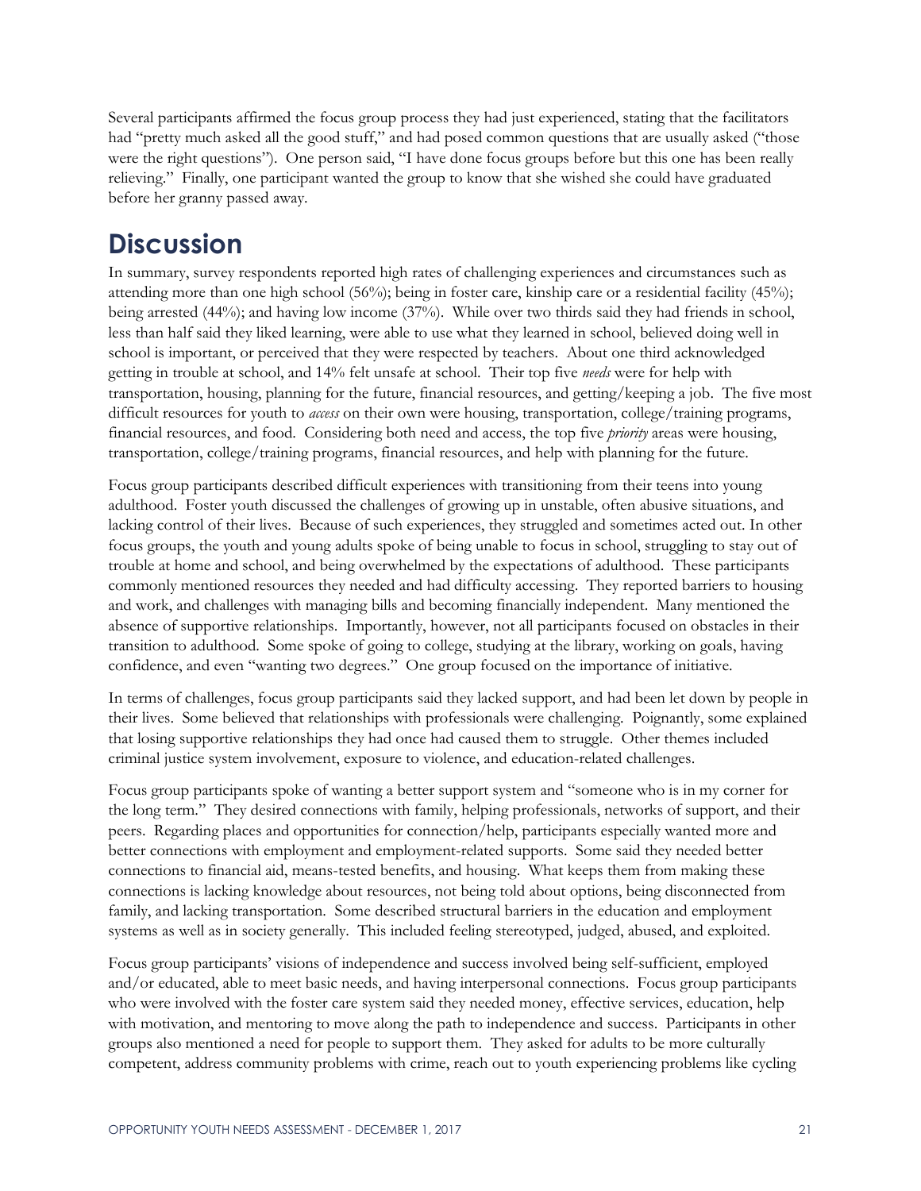Several participants affirmed the focus group process they had just experienced, stating that the facilitators had "pretty much asked all the good stuff," and had posed common questions that are usually asked ("those were the right questions"). One person said, "I have done focus groups before but this one has been really relieving." Finally, one participant wanted the group to know that she wished she could have graduated before her granny passed away.

# Discussion

In summary, survey respondents reported high rates of challenging experiences and circumstances such as attending more than one high school (56%); being in foster care, kinship care or a residential facility (45%); being arrested (44%); and having low income (37%). While over two thirds said they had friends in school, less than half said they liked learning, were able to use what they learned in school, believed doing well in school is important, or perceived that they were respected by teachers. About one third acknowledged getting in trouble at school, and 14% felt unsafe at school. Their top five *needs* were for help with transportation, housing, planning for the future, financial resources, and getting/keeping a job. The five most difficult resources for youth to *access* on their own were housing, transportation, college/training programs, financial resources, and food. Considering both need and access, the top five *priority* areas were housing, transportation, college/training programs, financial resources, and help with planning for the future.

Focus group participants described difficult experiences with transitioning from their teens into young adulthood. Foster youth discussed the challenges of growing up in unstable, often abusive situations, and lacking control of their lives. Because of such experiences, they struggled and sometimes acted out. In other focus groups, the youth and young adults spoke of being unable to focus in school, struggling to stay out of trouble at home and school, and being overwhelmed by the expectations of adulthood. These participants commonly mentioned resources they needed and had difficulty accessing. They reported barriers to housing and work, and challenges with managing bills and becoming financially independent. Many mentioned the absence of supportive relationships. Importantly, however, not all participants focused on obstacles in their transition to adulthood. Some spoke of going to college, studying at the library, working on goals, having confidence, and even "wanting two degrees." One group focused on the importance of initiative.

In terms of challenges, focus group participants said they lacked support, and had been let down by people in their lives. Some believed that relationships with professionals were challenging. Poignantly, some explained that losing supportive relationships they had once had caused them to struggle. Other themes included criminal justice system involvement, exposure to violence, and education-related challenges.

Focus group participants spoke of wanting a better support system and "someone who is in my corner for the long term." They desired connections with family, helping professionals, networks of support, and their peers. Regarding places and opportunities for connection/help, participants especially wanted more and better connections with employment and employment-related supports. Some said they needed better connections to financial aid, means-tested benefits, and housing. What keeps them from making these connections is lacking knowledge about resources, not being told about options, being disconnected from family, and lacking transportation. Some described structural barriers in the education and employment systems as well as in society generally. This included feeling stereotyped, judged, abused, and exploited.

Focus group participants' visions of independence and success involved being self-sufficient, employed and/or educated, able to meet basic needs, and having interpersonal connections. Focus group participants who were involved with the foster care system said they needed money, effective services, education, help with motivation, and mentoring to move along the path to independence and success. Participants in other groups also mentioned a need for people to support them. They asked for adults to be more culturally competent, address community problems with crime, reach out to youth experiencing problems like cycling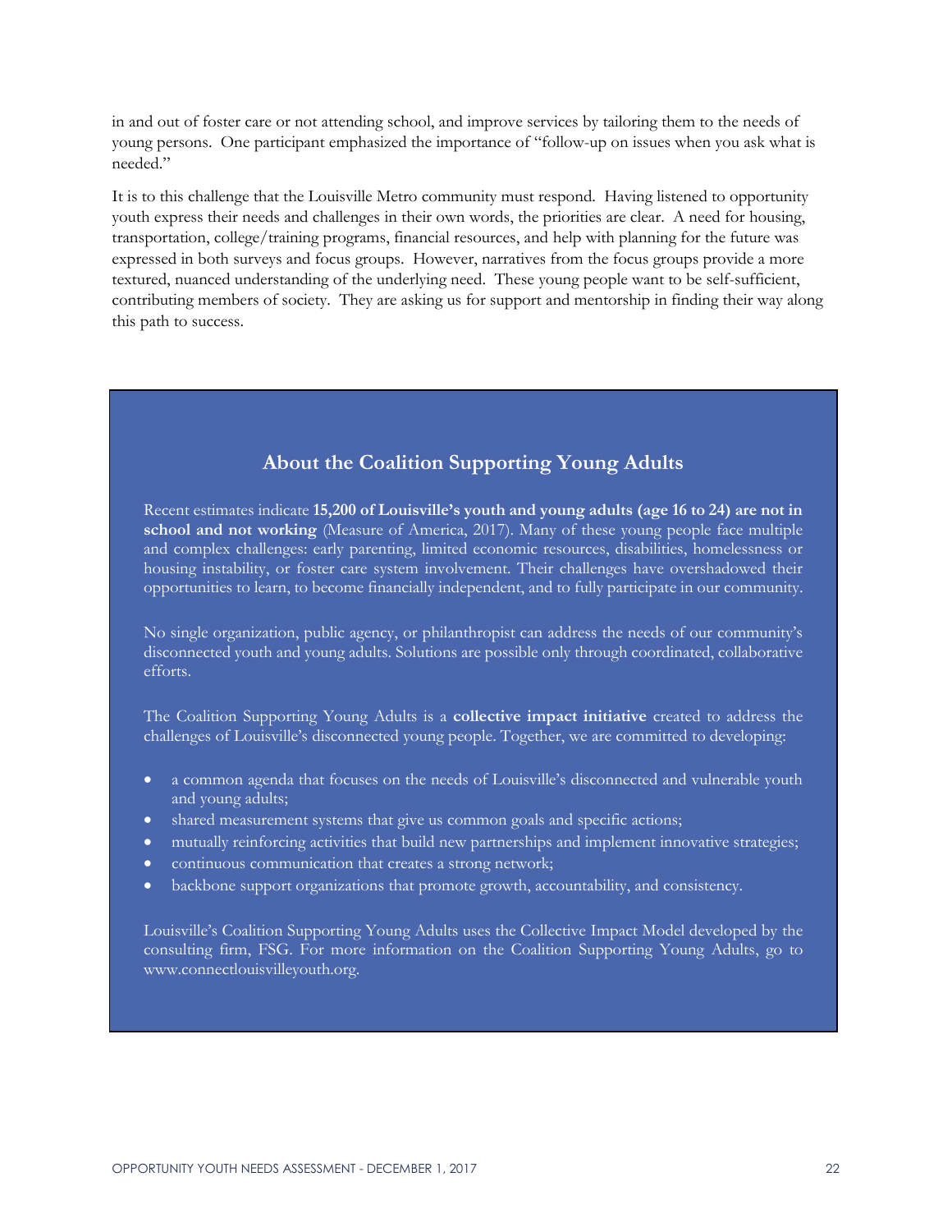in and out of foster care or not attending school, and improve services by tailoring them to the needs of young persons. One participant emphasized the importance of "follow-up on issues when you ask what is needed."

It is to this challenge that the Louisville Metro community must respond. Having listened to opportunity youth express their needs and challenges in their own words, the priorities are clear. A need for housing, transportation, college/training programs, financial resources, and help with planning for the future was expressed in both surveys and focus groups. However, narratives from the focus groups provide a more textured, nuanced understanding of the underlying need. These young people want to be self-sufficient, contributing members of society. They are asking us for support and mentorship in finding their way along this path to success.

## About the Coalition Supporting Young Adults

Recent estimates indicate **15,200 of Louisville's youth and young adults (age 16 to 24) are not in school and not working** (Measure of America, 2017). Many of these young people face multiple and complex challenges: early parenting, limited economic resources, disabilities, homelessness or housing instability, or foster care system involvement. Their challenges have overshadowed their opportunities to learn, to become financially independent, and to fully participate in our community.

No single organization, public agency, or philanthropist can address the needs of our community's disconnected youth and young adults. Solutions are possible only through coordinated, collaborative efforts.

The Coalition Supporting Young Adults is a **collective impact initiative** created to address the challenges of Louisville's disconnected young people. Together, we are committed to developing:

- a common agenda that focuses on the needs of Louisville's disconnected and vulnerable youth and young adults;
- shared measurement systems that give us common goals and specific actions;
- mutually reinforcing activities that build new partnerships and implement innovative strategies;
- continuous communication that creates a strong network;
- backbone support organizations that promote growth, accountability, and consistency.

Louisville's Coalition Supporting Young Adults uses the Collective Impact Model developed by the consulting firm, FSG. For more information on the Coalition Supporting Young Adults, go to www.connectlouisvilleyouth.org.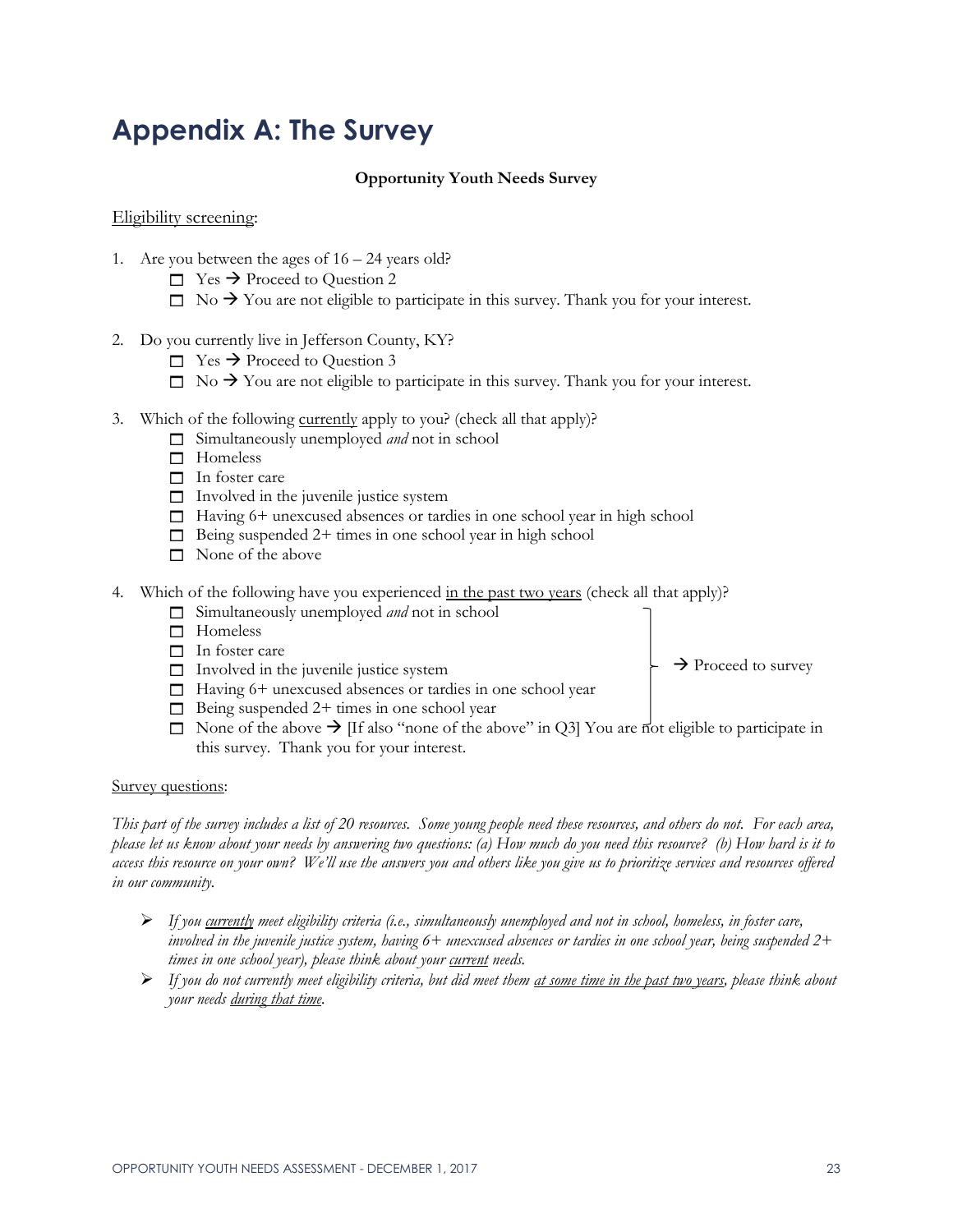# Appendix A: The Survey

**Opportunity Youth Needs Survey**

Eligibility screening:

1. Are you between the ages of 16 – 24 years old?
   - ☐ Yes → Proceed to Question 2
   - ☐ No → You are not eligible to participate in this survey. Thank you for your interest.

2. Do you currently live in Jefferson County, KY?
   - ☐ Yes → Proceed to Question 3
   - ☐ No → You are not eligible to participate in this survey. Thank you for your interest.

3. Which of the following currently apply to you? (check all that apply)?
   - ☐ Simultaneously unemployed *and* not in school
   - ☐ Homeless
   - ☐ In foster care
   - ☐ Involved in the juvenile justice system
   - ☐ Having 6+ unexcused absences or tardies in one school year in high school
   - ☐ Being suspended 2+ times in one school year in high school
   - ☐ None of the above

4. Which of the following have you experienced in the past two years (check all that apply)?
   - ☐ Simultaneously unemployed *and* not in school
   - ☐ Homeless
   - ☐ In foster care
   - ☐ Involved in the juvenile justice system
   - ☐ Having 6+ unexcused absences or tardies in one school year
   - ☐ Being suspended 2+ times in one school year

   → Proceed to survey

   - ☐ None of the above → [If also "none of the above" in Q3] You are not eligible to participate in this survey. Thank you for your interest.

Survey questions:

*This part of the survey includes a list of 20 resources. Some young people need these resources, and others do not. For each area, please let us know about your needs by answering two questions: (a) How much do you need this resource? (b) How hard is it to access this resource on your own? We'll use the answers you and others like you give us to prioritize services and resources offered in our community.*

- *If you currently meet eligibility criteria (i.e., simultaneously unemployed and not in school, homeless, in foster care, involved in the juvenile justice system, having 6+ unexcused absences or tardies in one school year, being suspended 2+ times in one school year), please think about your current needs.*
- *If you do not currently meet eligibility criteria, but did meet them at some time in the past two years, please think about your needs during that time.*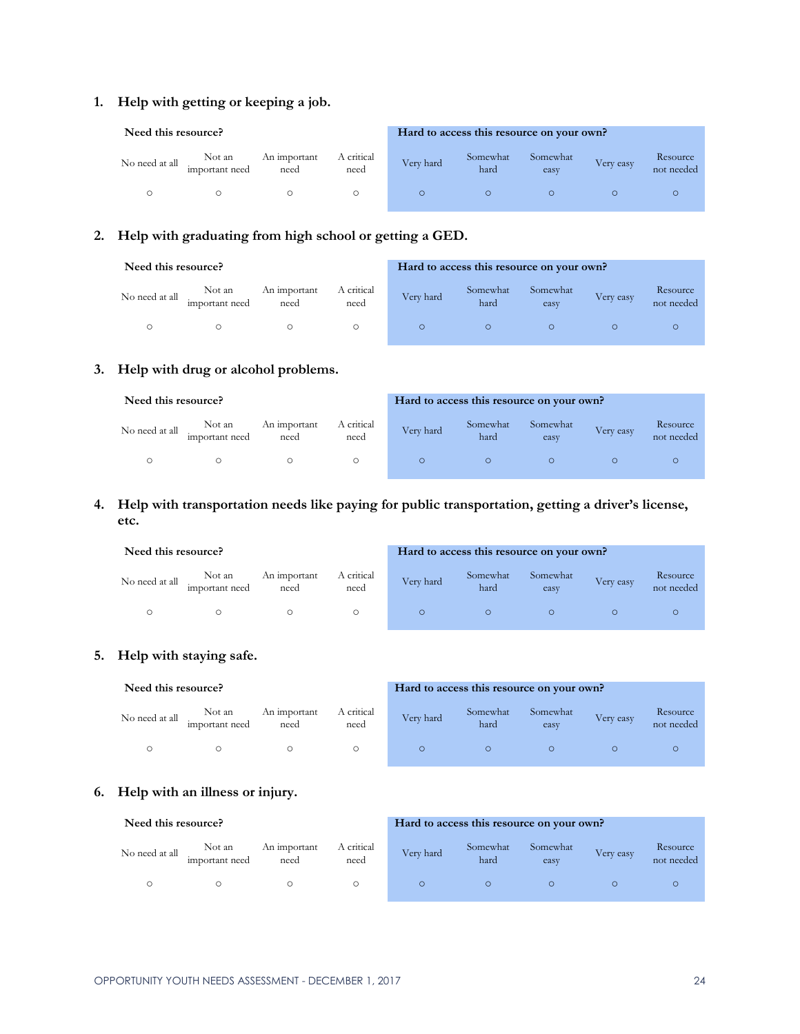1. **Help with getting or keeping a job.**

| Need this resource? | | | | Hard to access this resource on your own? | | | | |
|---|---|---|---|---|---|---|---|---|
| No need at all | Not an important need | An important need | A critical need | Very hard | Somewhat hard | Somewhat easy | Very easy | Resource not needed |
| ○ | ○ | ○ | ○ | ○ | ○ | ○ | ○ | ○ |

2. **Help with graduating from high school or getting a GED.**

| Need this resource? | | | | Hard to access this resource on your own? | | | | |
|---|---|---|---|---|---|---|---|---|
| No need at all | Not an important need | An important need | A critical need | Very hard | Somewhat hard | Somewhat easy | Very easy | Resource not needed |
| ○ | ○ | ○ | ○ | ○ | ○ | ○ | ○ | ○ |

3. **Help with drug or alcohol problems.**

| Need this resource? | | | | Hard to access this resource on your own? | | | | |
|---|---|---|---|---|---|---|---|---|
| No need at all | Not an important need | An important need | A critical need | Very hard | Somewhat hard | Somewhat easy | Very easy | Resource not needed |
| ○ | ○ | ○ | ○ | ○ | ○ | ○ | ○ | ○ |

4. **Help with transportation needs like paying for public transportation, getting a driver's license, etc.**

| Need this resource? | | | | Hard to access this resource on your own? | | | | |
|---|---|---|---|---|---|---|---|---|
| No need at all | Not an important need | An important need | A critical need | Very hard | Somewhat hard | Somewhat easy | Very easy | Resource not needed |
| ○ | ○ | ○ | ○ | ○ | ○ | ○ | ○ | ○ |

5. **Help with staying safe.**

| Need this resource? | | | | Hard to access this resource on your own? | | | | |
|---|---|---|---|---|---|---|---|---|
| No need at all | Not an important need | An important need | A critical need | Very hard | Somewhat hard | Somewhat easy | Very easy | Resource not needed |
| ○ | ○ | ○ | ○ | ○ | ○ | ○ | ○ | ○ |

6. **Help with an illness or injury.**

| Need this resource? | | | | Hard to access this resource on your own? | | | | |
|---|---|---|---|---|---|---|---|---|
| No need at all | Not an important need | An important need | A critical need | Very hard | Somewhat hard | Somewhat easy | Very easy | Resource not needed |
| ○ | ○ | ○ | ○ | ○ | ○ | ○ | ○ | ○ |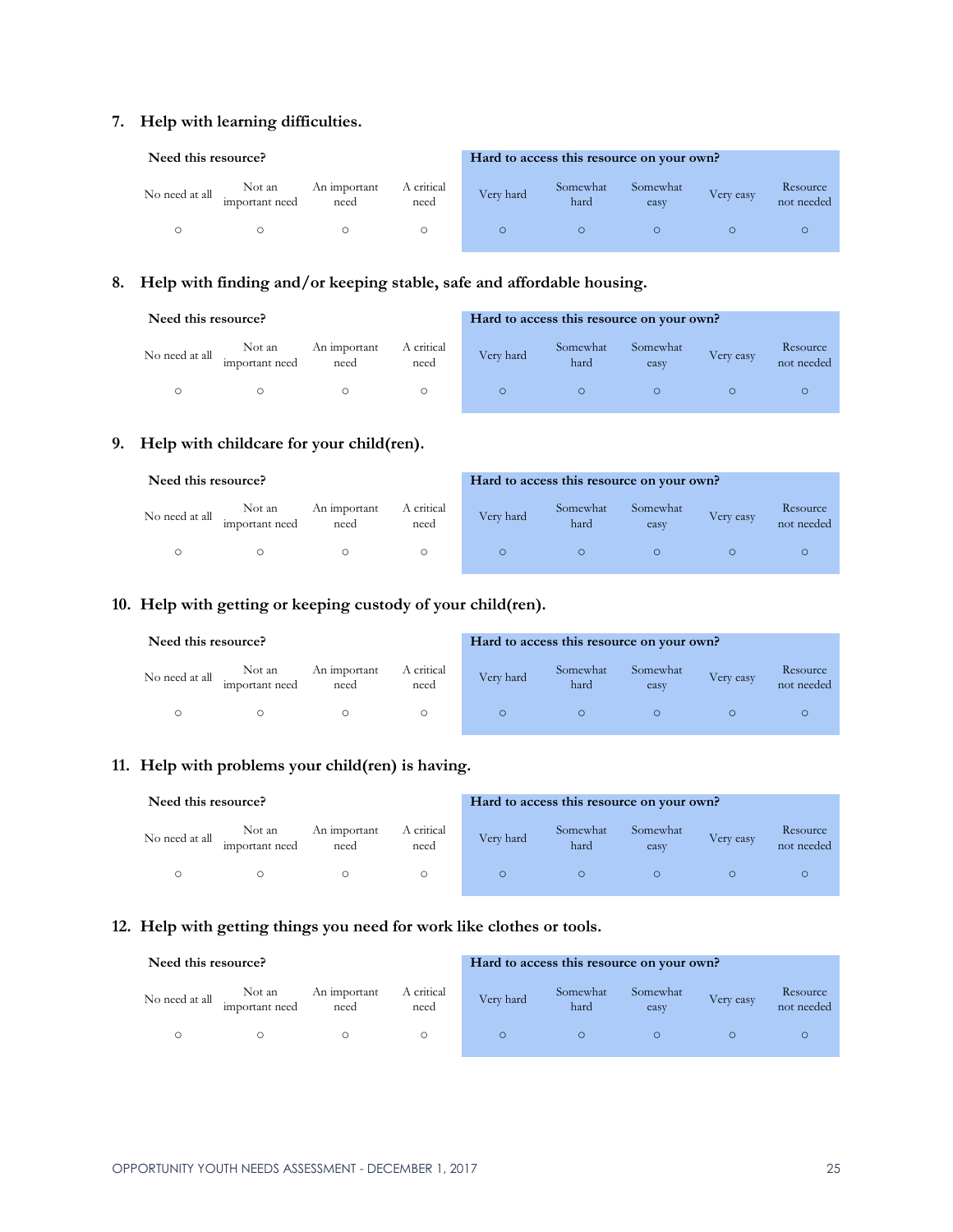7. **Help with learning difficulties.**

| Need this resource? | | | | Hard to access this resource on your own? | | | | |
|---|---|---|---|---|---|---|---|---|
| No need at all | Not an important need | An important need | A critical need | Very hard | Somewhat hard | Somewhat easy | Very easy | Resource not needed |
| ○ | ○ | ○ | ○ | ○ | ○ | ○ | ○ | ○ |

8. **Help with finding and/or keeping stable, safe and affordable housing.**

| Need this resource? | | | | Hard to access this resource on your own? | | | | |
|---|---|---|---|---|---|---|---|---|
| No need at all | Not an important need | An important need | A critical need | Very hard | Somewhat hard | Somewhat easy | Very easy | Resource not needed |
| ○ | ○ | ○ | ○ | ○ | ○ | ○ | ○ | ○ |

9. **Help with childcare for your child(ren).**

| Need this resource? | | | | Hard to access this resource on your own? | | | | |
|---|---|---|---|---|---|---|---|---|
| No need at all | Not an important need | An important need | A critical need | Very hard | Somewhat hard | Somewhat easy | Very easy | Resource not needed |
| ○ | ○ | ○ | ○ | ○ | ○ | ○ | ○ | ○ |

10. **Help with getting or keeping custody of your child(ren).**

| Need this resource? | | | | Hard to access this resource on your own? | | | | |
|---|---|---|---|---|---|---|---|---|
| No need at all | Not an important need | An important need | A critical need | Very hard | Somewhat hard | Somewhat easy | Very easy | Resource not needed |
| ○ | ○ | ○ | ○ | ○ | ○ | ○ | ○ | ○ |

11. **Help with problems your child(ren) is having.**

| Need this resource? | | | | Hard to access this resource on your own? | | | | |
|---|---|---|---|---|---|---|---|---|
| No need at all | Not an important need | An important need | A critical need | Very hard | Somewhat hard | Somewhat easy | Very easy | Resource not needed |
| ○ | ○ | ○ | ○ | ○ | ○ | ○ | ○ | ○ |

12. **Help with getting things you need for work like clothes or tools.**

| Need this resource? | | | | Hard to access this resource on your own? | | | | |
|---|---|---|---|---|---|---|---|---|
| No need at all | Not an important need | An important need | A critical need | Very hard | Somewhat hard | Somewhat easy | Very easy | Resource not needed |
| ○ | ○ | ○ | ○ | ○ | ○ | ○ | ○ | ○ |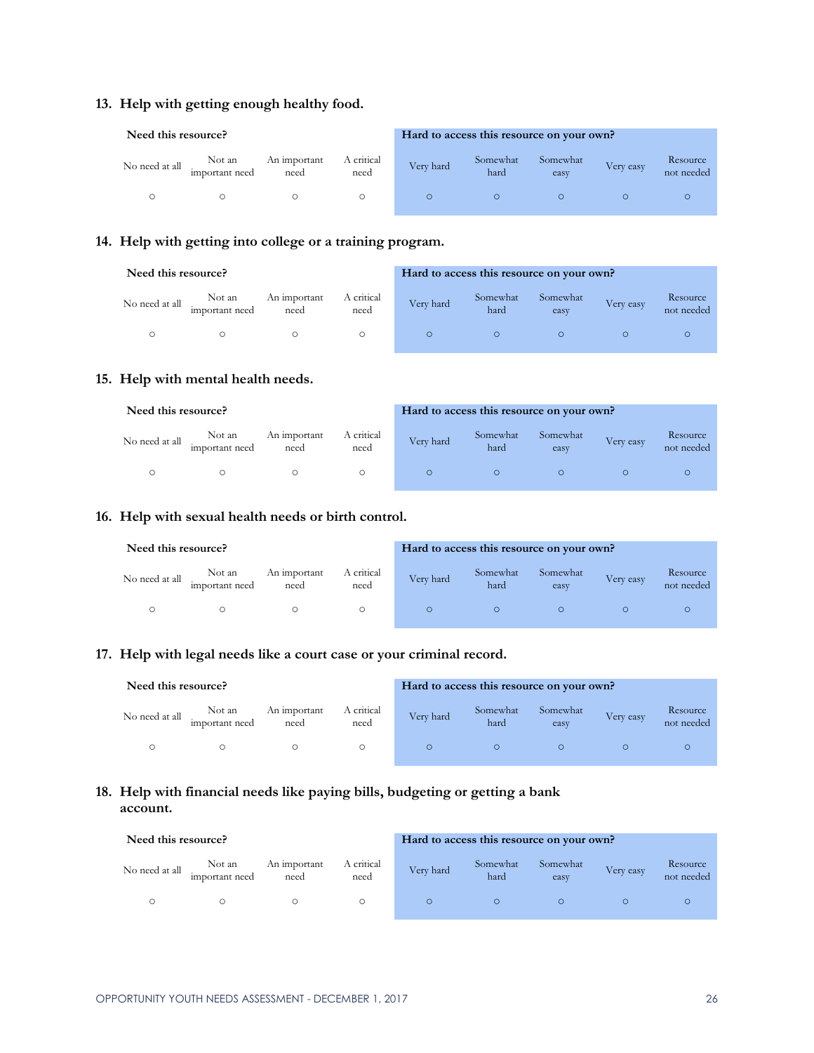**13. Help with getting enough healthy food.**

| Need this resource? | | | | Hard to access this resource on your own? | | | | |
|---|---|---|---|---|---|---|---|---|
| No need at all | Not an important need | An important need | A critical need | Very hard | Somewhat hard | Somewhat easy | Very easy | Resource not needed |
| ○ | ○ | ○ | ○ | ○ | ○ | ○ | ○ | ○ |

**14. Help with getting into college or a training program.**

| Need this resource? | | | | Hard to access this resource on your own? | | | | |
|---|---|---|---|---|---|---|---|---|
| No need at all | Not an important need | An important need | A critical need | Very hard | Somewhat hard | Somewhat easy | Very easy | Resource not needed |
| ○ | ○ | ○ | ○ | ○ | ○ | ○ | ○ | ○ |

**15. Help with mental health needs.**

| Need this resource? | | | | Hard to access this resource on your own? | | | | |
|---|---|---|---|---|---|---|---|---|
| No need at all | Not an important need | An important need | A critical need | Very hard | Somewhat hard | Somewhat easy | Very easy | Resource not needed |
| ○ | ○ | ○ | ○ | ○ | ○ | ○ | ○ | ○ |

**16. Help with sexual health needs or birth control.**

| Need this resource? | | | | Hard to access this resource on your own? | | | | |
|---|---|---|---|---|---|---|---|---|
| No need at all | Not an important need | An important need | A critical need | Very hard | Somewhat hard | Somewhat easy | Very easy | Resource not needed |
| ○ | ○ | ○ | ○ | ○ | ○ | ○ | ○ | ○ |

**17. Help with legal needs like a court case or your criminal record.**

| Need this resource? | | | | Hard to access this resource on your own? | | | | |
|---|---|---|---|---|---|---|---|---|
| No need at all | Not an important need | An important need | A critical need | Very hard | Somewhat hard | Somewhat easy | Very easy | Resource not needed |
| ○ | ○ | ○ | ○ | ○ | ○ | ○ | ○ | ○ |

**18. Help with financial needs like paying bills, budgeting or getting a bank account.**

| Need this resource? | | | | Hard to access this resource on your own? | | | | |
|---|---|---|---|---|---|---|---|---|
| No need at all | Not an important need | An important need | A critical need | Very hard | Somewhat hard | Somewhat easy | Very easy | Resource not needed |
| ○ | ○ | ○ | ○ | ○ | ○ | ○ | ○ | ○ |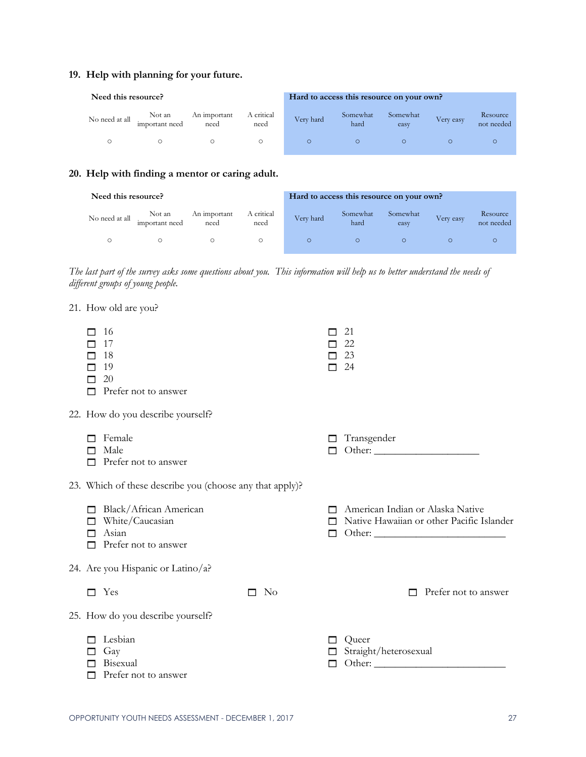**19. Help with planning for your future.**

| Need this resource? | | | | Hard to access this resource on your own? | | | | |
|---|---|---|---|---|---|---|---|---|
| No need at all | Not an important need | An important need | A critical need | Very hard | Somewhat hard | Somewhat easy | Very easy | Resource not needed |
| ○ | ○ | ○ | ○ | ○ | ○ | ○ | ○ | ○ |

**20. Help with finding a mentor or caring adult.**

| Need this resource? | | | | Hard to access this resource on your own? | | | | |
|---|---|---|---|---|---|---|---|---|
| No need at all | Not an important need | An important need | A critical need | Very hard | Somewhat hard | Somewhat easy | Very easy | Resource not needed |
| ○ | ○ | ○ | ○ | ○ | ○ | ○ | ○ | ○ |

*The last part of the survey asks some questions about you. This information will help us to better understand the needs of different groups of young people.*

21. How old are you?

- ☐ 16
- ☐ 17
- ☐ 18
- ☐ 19
- ☐ 20
- ☐ Prefer not to answer
- ☐ 21
- ☐ 22
- ☐ 23
- ☐ 24

22. How do you describe yourself?

- ☐ Female
- ☐ Male
- ☐ Prefer not to answer
- ☐ Transgender
- ☐ Other: ____________________

23. Which of these describe you (choose any that apply)?

- ☐ Black/African American
- ☐ White/Caucasian
- ☐ Asian
- ☐ Prefer not to answer
- ☐ American Indian or Alaska Native
- ☐ Native Hawaiian or other Pacific Islander
- ☐ Other: _________________________

24. Are you Hispanic or Latino/a?

- ☐ Yes
- ☐ No
- ☐ Prefer not to answer

25. How do you describe yourself?

- ☐ Lesbian
- ☐ Gay
- ☐ Bisexual
- ☐ Prefer not to answer
- ☐ Queer
- ☐ Straight/heterosexual
- ☐ Other: _________________________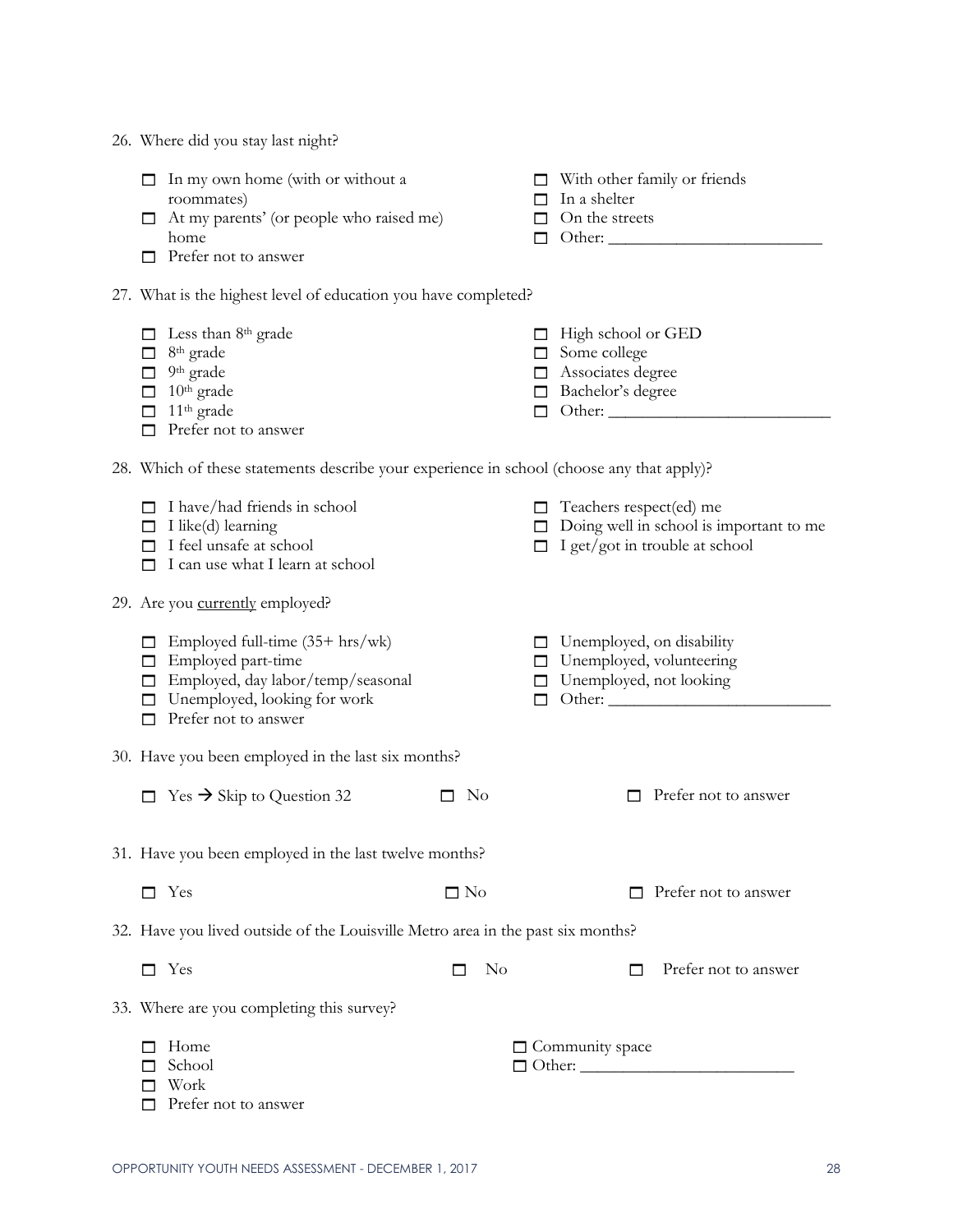26. Where did you stay last night?

- ☐ In my own home (with or without a roommates)
- ☐ At my parents' (or people who raised me) home
- ☐ Prefer not to answer
- ☐ With other family or friends
- ☐ In a shelter
- ☐ On the streets
- ☐ Other: _________________________

27. What is the highest level of education you have completed?

- ☐ Less than 8th grade
- ☐ 8th grade
- ☐ 9th grade
- ☐ 10th grade
- ☐ 11th grade
- ☐ Prefer not to answer
- ☐ High school or GED
- ☐ Some college
- ☐ Associates degree
- ☐ Bachelor's degree
- ☐ Other: __________________________

28. Which of these statements describe your experience in school (choose any that apply)?

- ☐ I have/had friends in school
- ☐ I like(d) learning
- ☐ I feel unsafe at school
- ☐ I can use what I learn at school
- ☐ Teachers respect(ed) me
- ☐ Doing well in school is important to me
- ☐ I get/got in trouble at school

29. Are you currently employed?

- ☐ Employed full-time (35+ hrs/wk)
- ☐ Employed part-time
- ☐ Employed, day labor/temp/seasonal
- ☐ Unemployed, looking for work
- ☐ Prefer not to answer
- ☐ Unemployed, on disability
- ☐ Unemployed, volunteering
- ☐ Unemployed, not looking
- ☐ Other: __________________________

30. Have you been employed in the last six months?

- ☐ Yes → Skip to Question 32
- ☐ No
- ☐ Prefer not to answer

31. Have you been employed in the last twelve months?

- ☐ Yes
- ☐ No
- ☐ Prefer not to answer

32. Have you lived outside of the Louisville Metro area in the past six months?

- ☐ Yes
- ☐ No
- ☐ Prefer not to answer

33. Where are you completing this survey?

- ☐ Home
- ☐ School
- ☐ Work
- ☐ Prefer not to answer
- ☐ Community space
- ☐ Other: _________________________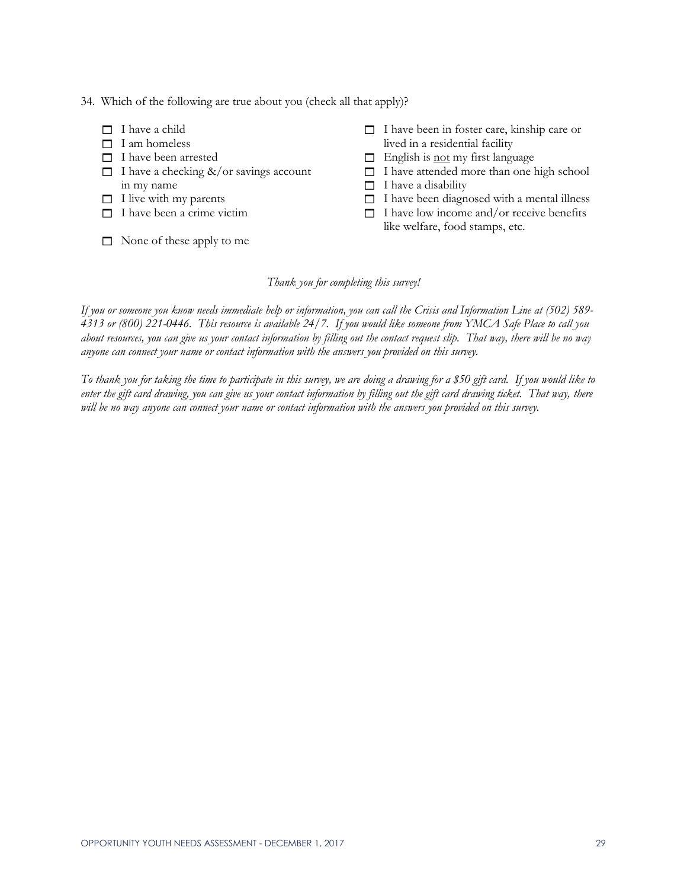34. Which of the following are true about you (check all that apply)?

- ☐ I have a child
- ☐ I am homeless
- ☐ I have been arrested
- ☐ I have a checking &/or savings account in my name
- ☐ I live with my parents
- ☐ I have been a crime victim
- ☐ I have been in foster care, kinship care or lived in a residential facility
- ☐ English is <u>not</u> my first language
- ☐ I have attended more than one high school
- ☐ I have a disability
- ☐ I have been diagnosed with a mental illness
- ☐ I have low income and/or receive benefits like welfare, food stamps, etc.
- ☐ None of these apply to me

*Thank you for completing this survey!*

*If you or someone you know needs immediate help or information, you can call the Crisis and Information Line at (502) 589-4313 or (800) 221-0446. This resource is available 24/7. If you would like someone from YMCA Safe Place to call you about resources, you can give us your contact information by filling out the contact request slip. That way, there will be no way anyone can connect your name or contact information with the answers you provided on this survey.*

*To thank you for taking the time to participate in this survey, we are doing a drawing for a $50 gift card. If you would like to enter the gift card drawing, you can give us your contact information by filling out the gift card drawing ticket. That way, there will be no way anyone can connect your name or contact information with the answers you provided on this survey.*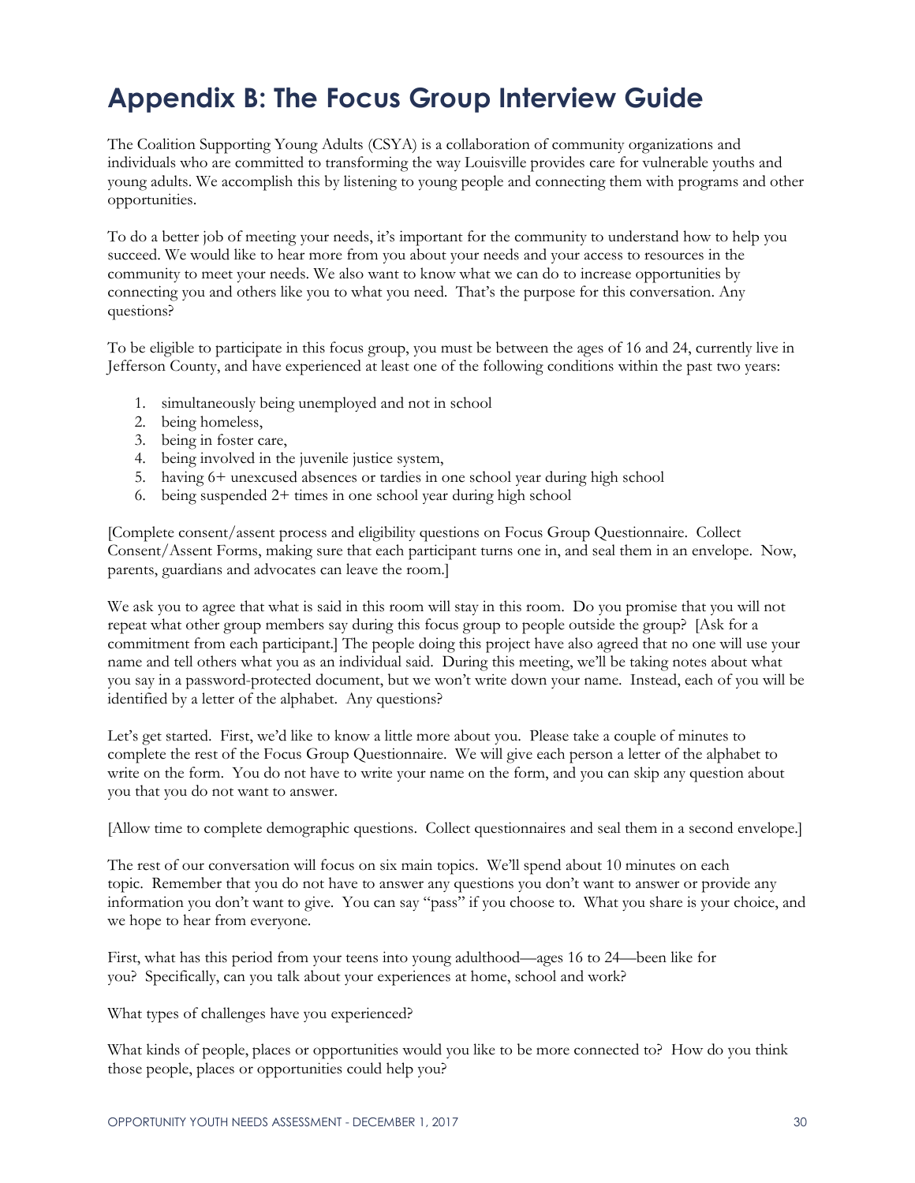# Appendix B: The Focus Group Interview Guide

The Coalition Supporting Young Adults (CSYA) is a collaboration of community organizations and individuals who are committed to transforming the way Louisville provides care for vulnerable youths and young adults. We accomplish this by listening to young people and connecting them with programs and other opportunities.

To do a better job of meeting your needs, it's important for the community to understand how to help you succeed. We would like to hear more from you about your needs and your access to resources in the community to meet your needs. We also want to know what we can do to increase opportunities by connecting you and others like you to what you need. That's the purpose for this conversation. Any questions?

To be eligible to participate in this focus group, you must be between the ages of 16 and 24, currently live in Jefferson County, and have experienced at least one of the following conditions within the past two years:

1. simultaneously being unemployed and not in school
2. being homeless,
3. being in foster care,
4. being involved in the juvenile justice system,
5. having 6+ unexcused absences or tardies in one school year during high school
6. being suspended 2+ times in one school year during high school

[Complete consent/assent process and eligibility questions on Focus Group Questionnaire. Collect Consent/Assent Forms, making sure that each participant turns one in, and seal them in an envelope. Now, parents, guardians and advocates can leave the room.]

We ask you to agree that what is said in this room will stay in this room. Do you promise that you will not repeat what other group members say during this focus group to people outside the group? [Ask for a commitment from each participant.] The people doing this project have also agreed that no one will use your name and tell others what you as an individual said. During this meeting, we'll be taking notes about what you say in a password-protected document, but we won't write down your name. Instead, each of you will be identified by a letter of the alphabet. Any questions?

Let's get started. First, we'd like to know a little more about you. Please take a couple of minutes to complete the rest of the Focus Group Questionnaire. We will give each person a letter of the alphabet to write on the form. You do not have to write your name on the form, and you can skip any question about you that you do not want to answer.

[Allow time to complete demographic questions. Collect questionnaires and seal them in a second envelope.]

The rest of our conversation will focus on six main topics. We'll spend about 10 minutes on each topic. Remember that you do not have to answer any questions you don't want to answer or provide any information you don't want to give. You can say "pass" if you choose to. What you share is your choice, and we hope to hear from everyone.

First, what has this period from your teens into young adulthood—ages 16 to 24—been like for you? Specifically, can you talk about your experiences at home, school and work?

What types of challenges have you experienced?

What kinds of people, places or opportunities would you like to be more connected to? How do you think those people, places or opportunities could help you?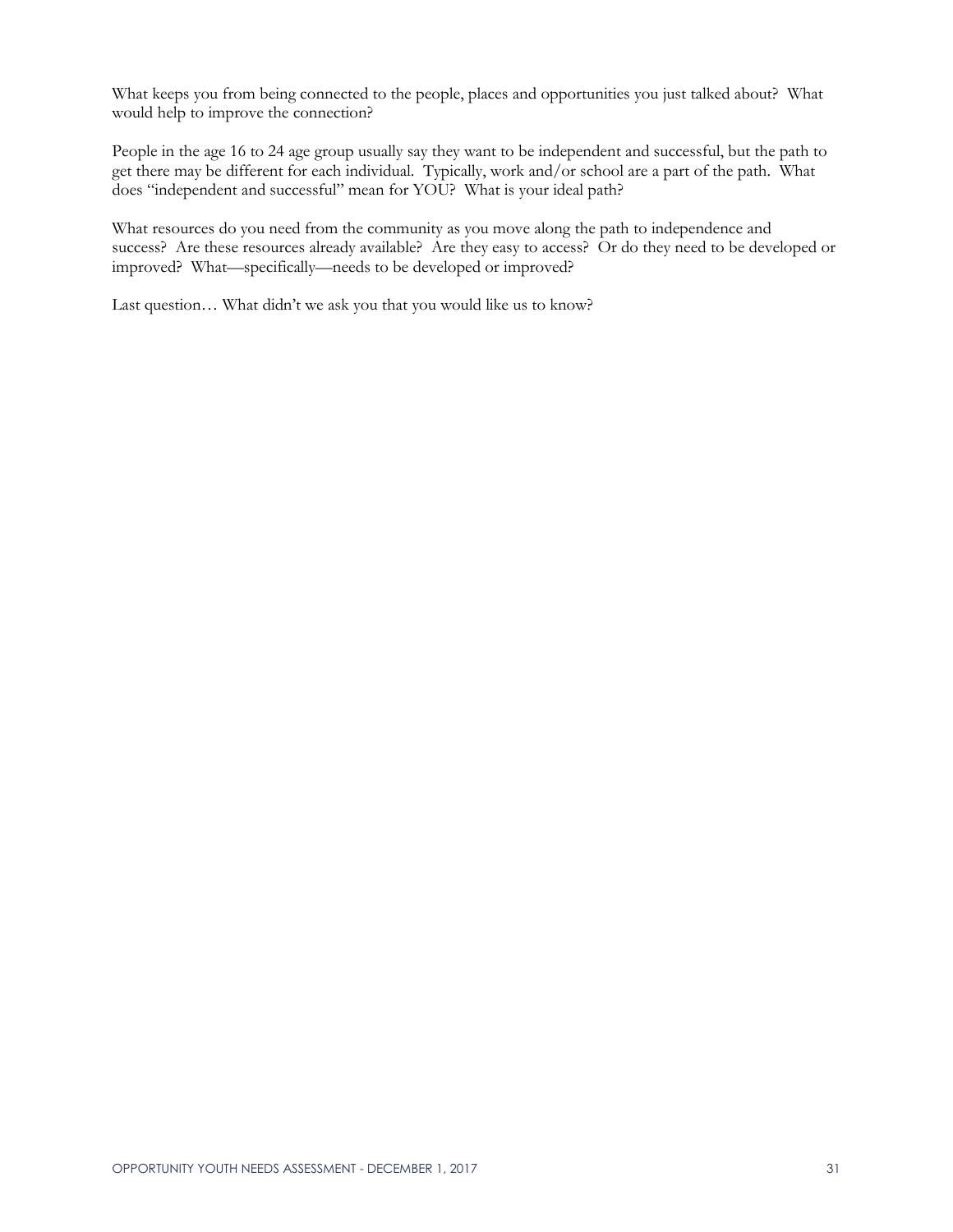What keeps you from being connected to the people, places and opportunities you just talked about? What would help to improve the connection?

People in the age 16 to 24 age group usually say they want to be independent and successful, but the path to get there may be different for each individual. Typically, work and/or school are a part of the path. What does "independent and successful" mean for YOU? What is your ideal path?

What resources do you need from the community as you move along the path to independence and success? Are these resources already available? Are they easy to access? Or do they need to be developed or improved? What—specifically—needs to be developed or improved?

Last question… What didn't we ask you that you would like us to know?